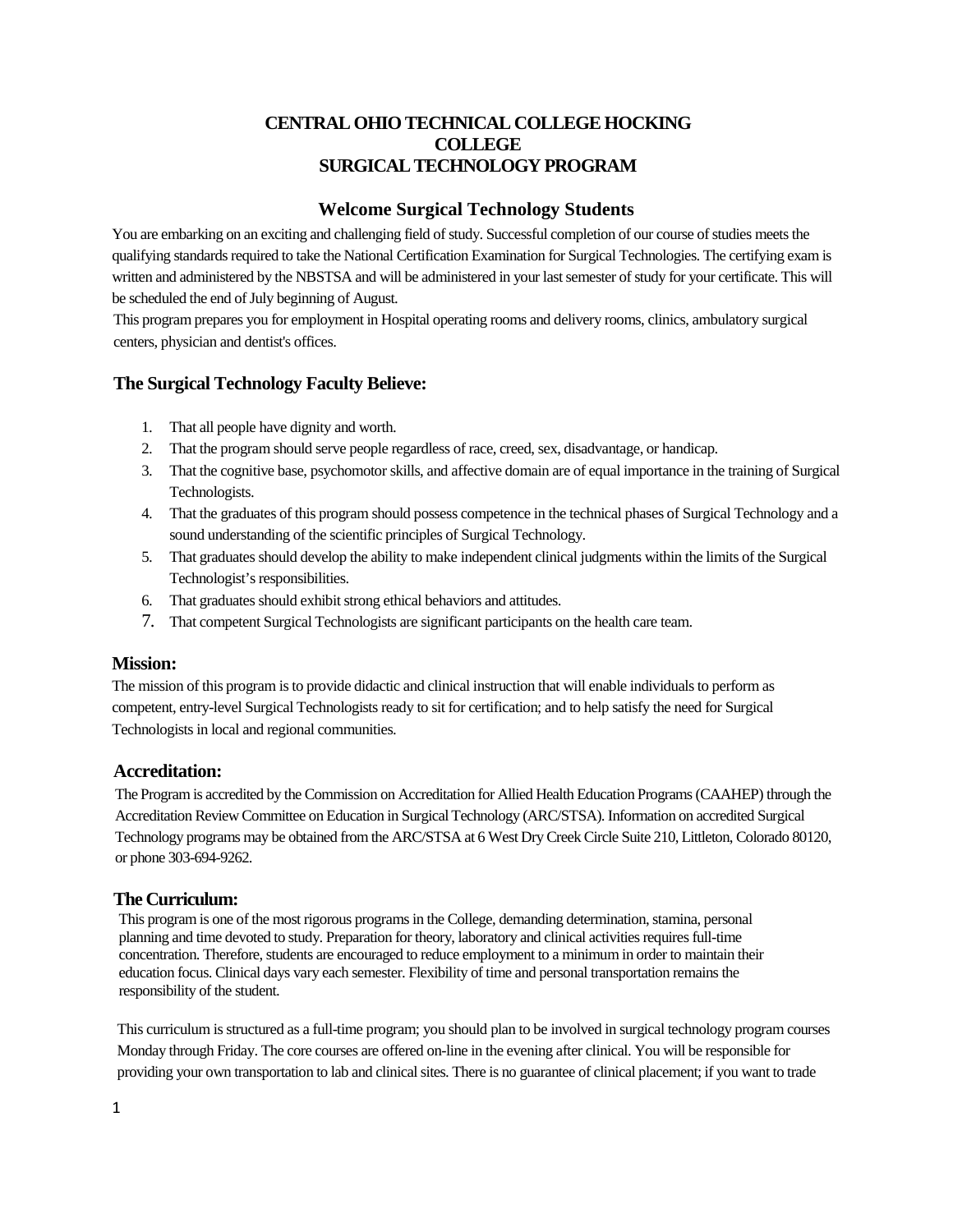# CENTRAL OHIO TECHNICAL COLLEGE HOCKING COLLEGE SURGICAL TECHNOLOGY PROGRAM

## Welcome Surgical Technology Students

You are embarking on an exciting and challenging field of study. Successful completion of our course of studies meets the qualifying standards required to take the National Certification Examination for Surgical Technologies. The certifying exam is written and administered by the NBSTSA and will be administered in your last semester of study for your certificate. This will be scheduled the end of July beginning of August.

This program prepares you for employment in Hospital operating rooms and delivery rooms, clinics, ambulatory surgical centers, physician and dentist's offices.

## The Surgical Technology Faculty Believe:

1. That all people have dignity and worth.
2. That the program should serve people regardless of race, creed, sex, disadvantage, or handicap.
3. That the cognitive base, psychomotor skills, and affective domain are of equal importance in the training of Surgical Technologists.
4. That the graduates of this program should possess competence in the technical phases of Surgical Technology and a sound understanding of the scientific principles of Surgical Technology.
5. That graduates should develop the ability to make independent clinical judgments within the limits of the Surgical Technologist's responsibilities.
6. That graduates should exhibit strong ethical behaviors and attitudes.
7. That competent Surgical Technologists are significant participants on the health care team.

## Mission:

The mission of this program is to provide didactic and clinical instruction that will enable individuals to perform as competent, entry-level Surgical Technologists ready to sit for certification; and to help satisfy the need for Surgical Technologists in local and regional communities.

## Accreditation:

The Program is accredited by the Commission on Accreditation for Allied Health Education Programs (CAAHEP) through the Accreditation Review Committee on Education in Surgical Technology (ARC/STSA). Information on accredited Surgical Technology programs may be obtained from the ARC/STSA at 6 West Dry Creek Circle Suite 210, Littleton, Colorado 80120, or phone 303-694-9262.

## The Curriculum:

This program is one of the most rigorous programs in the College, demanding determination, stamina, personal planning and time devoted to study. Preparation for theory, laboratory and clinical activities requires full-time concentration. Therefore, students are encouraged to reduce employment to a minimum in order to maintain their education focus. Clinical days vary each semester. Flexibility of time and personal transportation remains the responsibility of the student.

This curriculum is structured as a full-time program; you should plan to be involved in surgical technology program courses Monday through Friday. The core courses are offered on-line in the evening after clinical. You will be responsible for providing your own transportation to lab and clinical sites. There is no guarantee of clinical placement; if you want to trade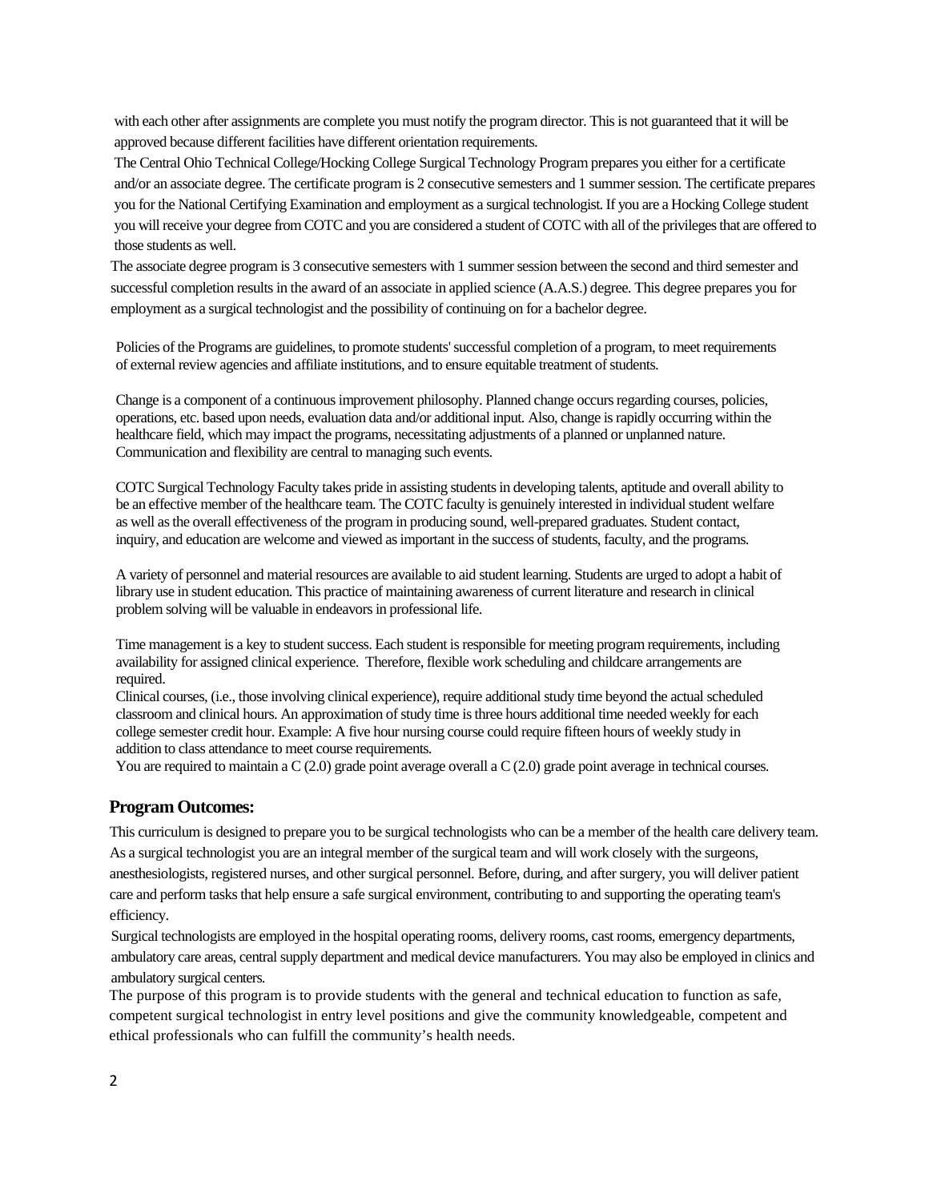with each other after assignments are complete you must notify the program director. This is not guaranteed that it will be approved because different facilities have different orientation requirements.

The Central Ohio Technical College/Hocking College Surgical Technology Program prepares you either for a certificate and/or an associate degree. The certificate program is 2 consecutive semesters and 1 summer session. The certificate prepares you for the National Certifying Examination and employment as a surgical technologist. If you are a Hocking College student you will receive your degree from COTC and you are considered a student of COTC with all of the privileges that are offered to those students as well.

The associate degree program is 3 consecutive semesters with 1 summer session between the second and third semester and successful completion results in the award of an associate in applied science (A.A.S.) degree. This degree prepares you for employment as a surgical technologist and the possibility of continuing on for a bachelor degree.

Policies of the Programs are guidelines, to promote students' successful completion of a program, to meet requirements of external review agencies and affiliate institutions, and to ensure equitable treatment of students.

Change is a component of a continuous improvement philosophy. Planned change occurs regarding courses, policies, operations, etc. based upon needs, evaluation data and/or additional input. Also, change is rapidly occurring within the healthcare field, which may impact the programs, necessitating adjustments of a planned or unplanned nature. Communication and flexibility are central to managing such events.

COTC Surgical Technology Faculty takes pride in assisting students in developing talents, aptitude and overall ability to be an effective member of the healthcare team. The COTC faculty is genuinely interested in individual student welfare as well as the overall effectiveness of the program in producing sound, well-prepared graduates. Student contact, inquiry, and education are welcome and viewed as important in the success of students, faculty, and the programs.

A variety of personnel and material resources are available to aid student learning. Students are urged to adopt a habit of library use in student education. This practice of maintaining awareness of current literature and research in clinical problem solving will be valuable in endeavors in professional life.

Time management is a key to student success. Each student is responsible for meeting program requirements, including availability for assigned clinical experience. Therefore, flexible work scheduling and childcare arrangements are required.

Clinical courses, (i.e., those involving clinical experience), require additional study time beyond the actual scheduled classroom and clinical hours. An approximation of study time is three hours additional time needed weekly for each college semester credit hour. Example: A five hour nursing course could require fifteen hours of weekly study in addition to class attendance to meet course requirements.

You are required to maintain a C (2.0) grade point average overall a C (2.0) grade point average in technical courses.

## Program Outcomes:

This curriculum is designed to prepare you to be surgical technologists who can be a member of the health care delivery team. As a surgical technologist you are an integral member of the surgical team and will work closely with the surgeons, anesthesiologists, registered nurses, and other surgical personnel. Before, during, and after surgery, you will deliver patient care and perform tasks that help ensure a safe surgical environment, contributing to and supporting the operating team's efficiency.

Surgical technologists are employed in the hospital operating rooms, delivery rooms, cast rooms, emergency departments, ambulatory care areas, central supply department and medical device manufacturers. You may also be employed in clinics and ambulatory surgical centers.

The purpose of this program is to provide students with the general and technical education to function as safe, competent surgical technologist in entry level positions and give the community knowledgeable, competent and ethical professionals who can fulfill the community's health needs.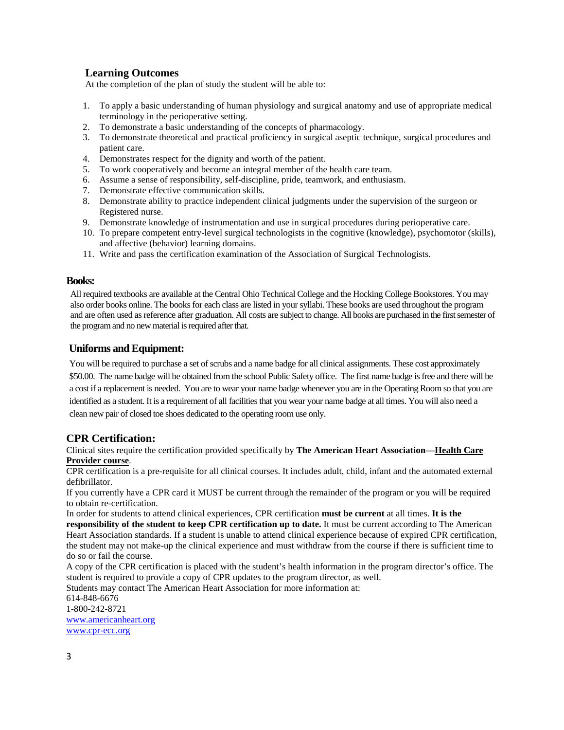## Learning Outcomes

At the completion of the plan of study the student will be able to:

1. To apply a basic understanding of human physiology and surgical anatomy and use of appropriate medical terminology in the perioperative setting.
2. To demonstrate a basic understanding of the concepts of pharmacology.
3. To demonstrate theoretical and practical proficiency in surgical aseptic technique, surgical procedures and patient care.
4. Demonstrates respect for the dignity and worth of the patient.
5. To work cooperatively and become an integral member of the health care team.
6. Assume a sense of responsibility, self-discipline, pride, teamwork, and enthusiasm.
7. Demonstrate effective communication skills.
8. Demonstrate ability to practice independent clinical judgments under the supervision of the surgeon or Registered nurse.
9. Demonstrate knowledge of instrumentation and use in surgical procedures during perioperative care.
10. To prepare competent entry-level surgical technologists in the cognitive (knowledge), psychomotor (skills), and affective (behavior) learning domains.
11. Write and pass the certification examination of the Association of Surgical Technologists.

## Books:

All required textbooks are available at the Central Ohio Technical College and the Hocking College Bookstores. You may also order books online. The books for each class are listed in your syllabi. These books are used throughout the program and are often used as reference after graduation. All costs are subject to change. All books are purchased in the first semester of the program and no new material is required after that.

## Uniforms and Equipment:

You will be required to purchase a set of scrubs and a name badge for all clinical assignments. These cost approximately $50.00. The name badge will be obtained from the school Public Safety office. The first name badge is free and there will be a cost if a replacement is needed. You are to wear your name badge whenever you are in the Operating Room so that you are identified as a student. It is a requirement of all facilities that you wear your name badge at all times. You will also need a clean new pair of closed toe shoes dedicated to the operating room use only.

## CPR Certification:

Clinical sites require the certification provided specifically by **The American Heart Association—Health Care Provider course**.

CPR certification is a pre-requisite for all clinical courses. It includes adult, child, infant and the automated external defibrillator.

If you currently have a CPR card it MUST be current through the remainder of the program or you will be required to obtain re-certification.

In order for students to attend clinical experiences, CPR certification **must be current** at all times. **It is the responsibility of the student to keep CPR certification up to date.** It must be current according to The American Heart Association standards. If a student is unable to attend clinical experience because of expired CPR certification, the student may not make-up the clinical experience and must withdraw from the course if there is sufficient time to do so or fail the course.

A copy of the CPR certification is placed with the student's health information in the program director's office. The student is required to provide a copy of CPR updates to the program director, as well.

Students may contact The American Heart Association for more information at:

614-848-6676
1-800-242-8721
www.americanheart.org
www.cpr-ecc.org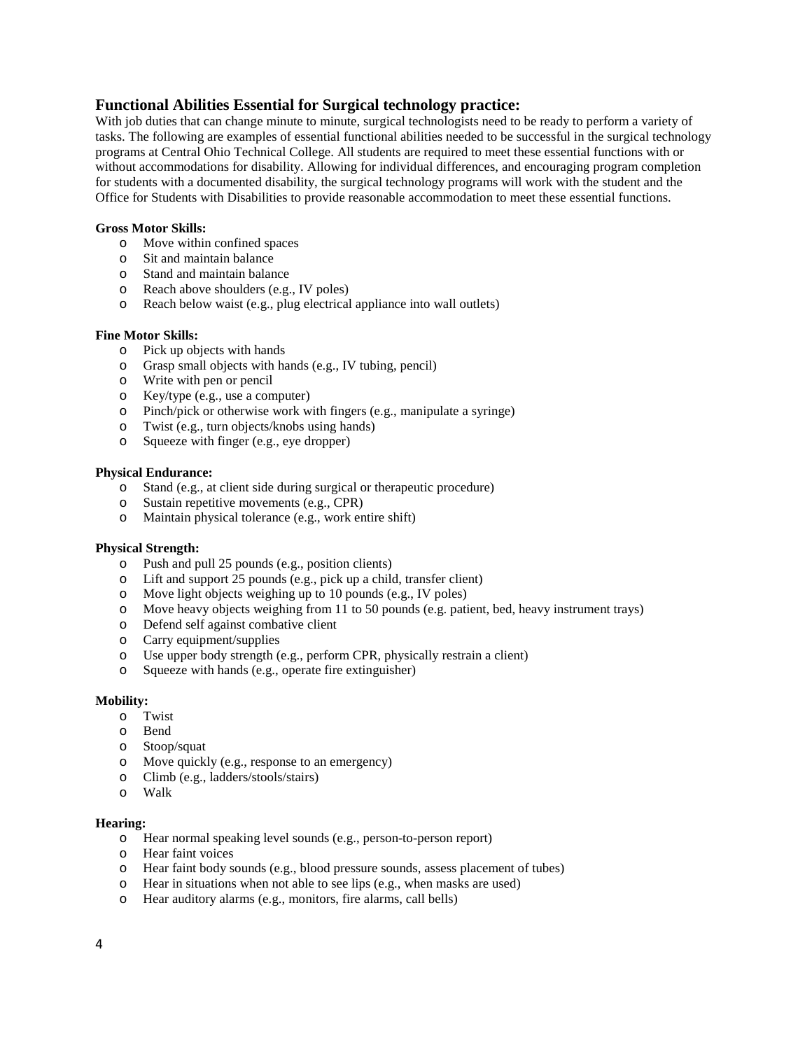## Functional Abilities Essential for Surgical technology practice:

With job duties that can change minute to minute, surgical technologists need to be ready to perform a variety of tasks. The following are examples of essential functional abilities needed to be successful in the surgical technology programs at Central Ohio Technical College. All students are required to meet these essential functions with or without accommodations for disability. Allowing for individual differences, and encouraging program completion for students with a documented disability, the surgical technology programs will work with the student and the Office for Students with Disabilities to provide reasonable accommodation to meet these essential functions.

**Gross Motor Skills:**

- Move within confined spaces
- Sit and maintain balance
- Stand and maintain balance
- Reach above shoulders (e.g., IV poles)
- Reach below waist (e.g., plug electrical appliance into wall outlets)

**Fine Motor Skills:**

- Pick up objects with hands
- Grasp small objects with hands (e.g., IV tubing, pencil)
- Write with pen or pencil
- Key/type (e.g., use a computer)
- Pinch/pick or otherwise work with fingers (e.g., manipulate a syringe)
- Twist (e.g., turn objects/knobs using hands)
- Squeeze with finger (e.g., eye dropper)

**Physical Endurance:**

- Stand (e.g., at client side during surgical or therapeutic procedure)
- Sustain repetitive movements (e.g., CPR)
- Maintain physical tolerance (e.g., work entire shift)

**Physical Strength:**

- Push and pull 25 pounds (e.g., position clients)
- Lift and support 25 pounds (e.g., pick up a child, transfer client)
- Move light objects weighing up to 10 pounds (e.g., IV poles)
- Move heavy objects weighing from 11 to 50 pounds (e.g. patient, bed, heavy instrument trays)
- Defend self against combative client
- Carry equipment/supplies
- Use upper body strength (e.g., perform CPR, physically restrain a client)
- Squeeze with hands (e.g., operate fire extinguisher)

**Mobility:**

- Twist
- Bend
- Stoop/squat
- Move quickly (e.g., response to an emergency)
- Climb (e.g., ladders/stools/stairs)
- Walk

**Hearing:**

- Hear normal speaking level sounds (e.g., person-to-person report)
- Hear faint voices
- Hear faint body sounds (e.g., blood pressure sounds, assess placement of tubes)
- Hear in situations when not able to see lips (e.g., when masks are used)
- Hear auditory alarms (e.g., monitors, fire alarms, call bells)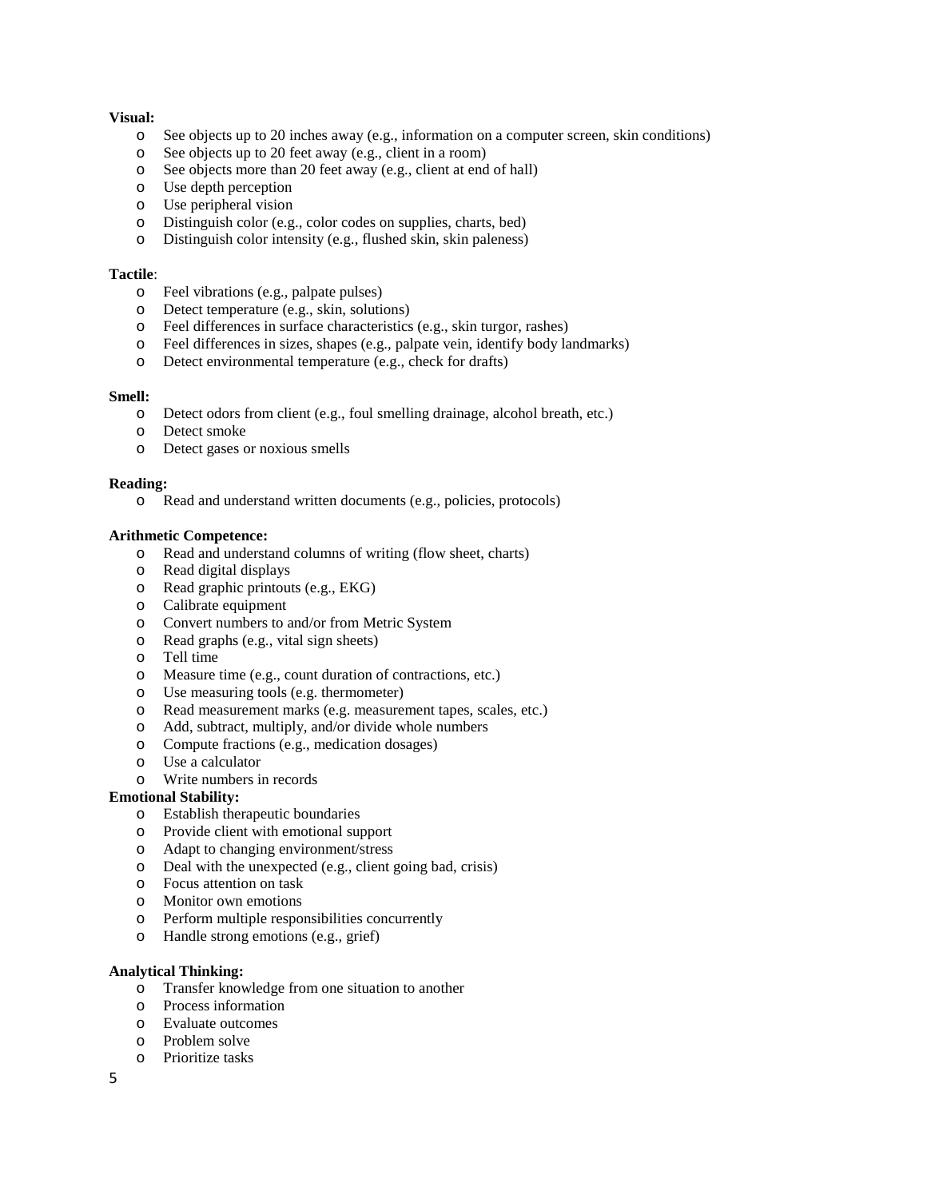**Visual:**

- See objects up to 20 inches away (e.g., information on a computer screen, skin conditions)
- See objects up to 20 feet away (e.g., client in a room)
- See objects more than 20 feet away (e.g., client at end of hall)
- Use depth perception
- Use peripheral vision
- Distinguish color (e.g., color codes on supplies, charts, bed)
- Distinguish color intensity (e.g., flushed skin, skin paleness)

**Tactile**:

- Feel vibrations (e.g., palpate pulses)
- Detect temperature (e.g., skin, solutions)
- Feel differences in surface characteristics (e.g., skin turgor, rashes)
- Feel differences in sizes, shapes (e.g., palpate vein, identify body landmarks)
- Detect environmental temperature (e.g., check for drafts)

**Smell:**

- Detect odors from client (e.g., foul smelling drainage, alcohol breath, etc.)
- Detect smoke
- Detect gases or noxious smells

**Reading:**

- Read and understand written documents (e.g., policies, protocols)

**Arithmetic Competence:**

- Read and understand columns of writing (flow sheet, charts)
- Read digital displays
- Read graphic printouts (e.g., EKG)
- Calibrate equipment
- Convert numbers to and/or from Metric System
- Read graphs (e.g., vital sign sheets)
- Tell time
- Measure time (e.g., count duration of contractions, etc.)
- Use measuring tools (e.g. thermometer)
- Read measurement marks (e.g. measurement tapes, scales, etc.)
- Add, subtract, multiply, and/or divide whole numbers
- Compute fractions (e.g., medication dosages)
- Use a calculator
- Write numbers in records

**Emotional Stability:**

- Establish therapeutic boundaries
- Provide client with emotional support
- Adapt to changing environment/stress
- Deal with the unexpected (e.g., client going bad, crisis)
- Focus attention on task
- Monitor own emotions
- Perform multiple responsibilities concurrently
- Handle strong emotions (e.g., grief)

**Analytical Thinking:**

- Transfer knowledge from one situation to another
- Process information
- Evaluate outcomes
- Problem solve
- Prioritize tasks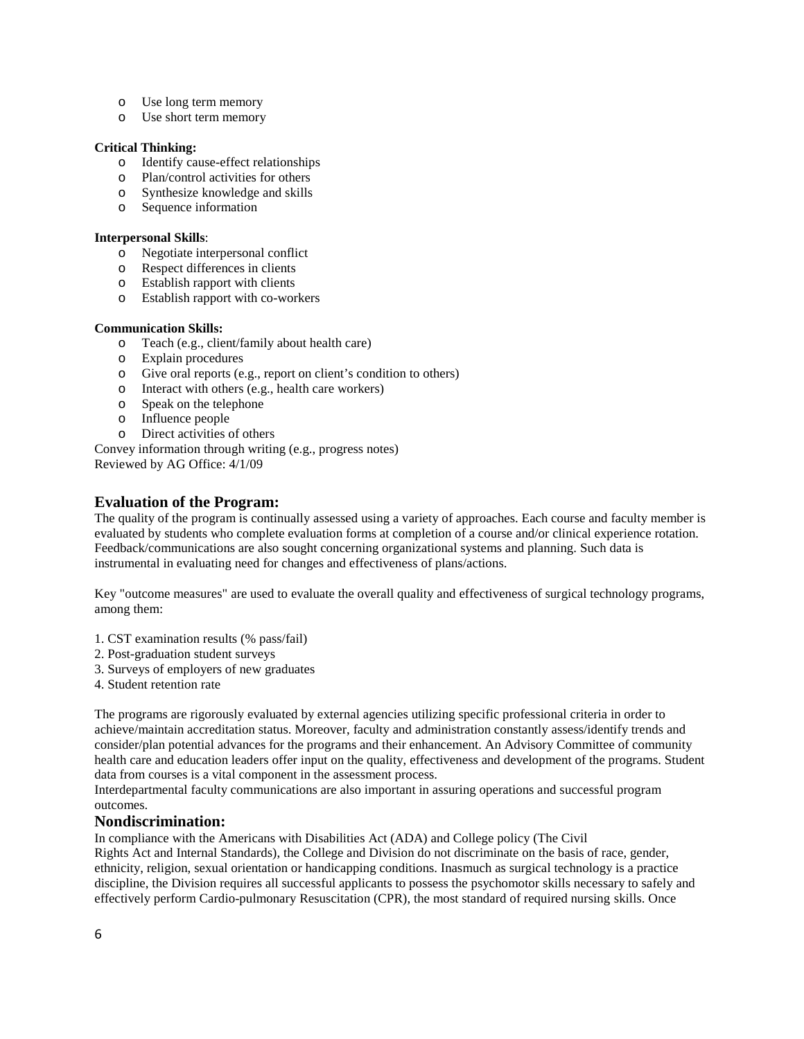- Use long term memory
- Use short term memory

**Critical Thinking:**

- Identify cause-effect relationships
- Plan/control activities for others
- Synthesize knowledge and skills
- Sequence information

**Interpersonal Skills**:

- Negotiate interpersonal conflict
- Respect differences in clients
- Establish rapport with clients
- Establish rapport with co-workers

**Communication Skills:**

- Teach (e.g., client/family about health care)
- Explain procedures
- Give oral reports (e.g., report on client's condition to others)
- Interact with others (e.g., health care workers)
- Speak on the telephone
- Influence people
- Direct activities of others

Convey information through writing (e.g., progress notes)
Reviewed by AG Office: 4/1/09

## Evaluation of the Program:

The quality of the program is continually assessed using a variety of approaches. Each course and faculty member is evaluated by students who complete evaluation forms at completion of a course and/or clinical experience rotation. Feedback/communications are also sought concerning organizational systems and planning. Such data is instrumental in evaluating need for changes and effectiveness of plans/actions.

Key "outcome measures" are used to evaluate the overall quality and effectiveness of surgical technology programs, among them:

1. CST examination results (% pass/fail)
2. Post-graduation student surveys
3. Surveys of employers of new graduates
4. Student retention rate

The programs are rigorously evaluated by external agencies utilizing specific professional criteria in order to achieve/maintain accreditation status. Moreover, faculty and administration constantly assess/identify trends and consider/plan potential advances for the programs and their enhancement. An Advisory Committee of community health care and education leaders offer input on the quality, effectiveness and development of the programs. Student data from courses is a vital component in the assessment process.
Interdepartmental faculty communications are also important in assuring operations and successful program outcomes.

## Nondiscrimination:

In compliance with the Americans with Disabilities Act (ADA) and College policy (The Civil Rights Act and Internal Standards), the College and Division do not discriminate on the basis of race, gender, ethnicity, religion, sexual orientation or handicapping conditions. Inasmuch as surgical technology is a practice discipline, the Division requires all successful applicants to possess the psychomotor skills necessary to safely and effectively perform Cardio-pulmonary Resuscitation (CPR), the most standard of required nursing skills. Once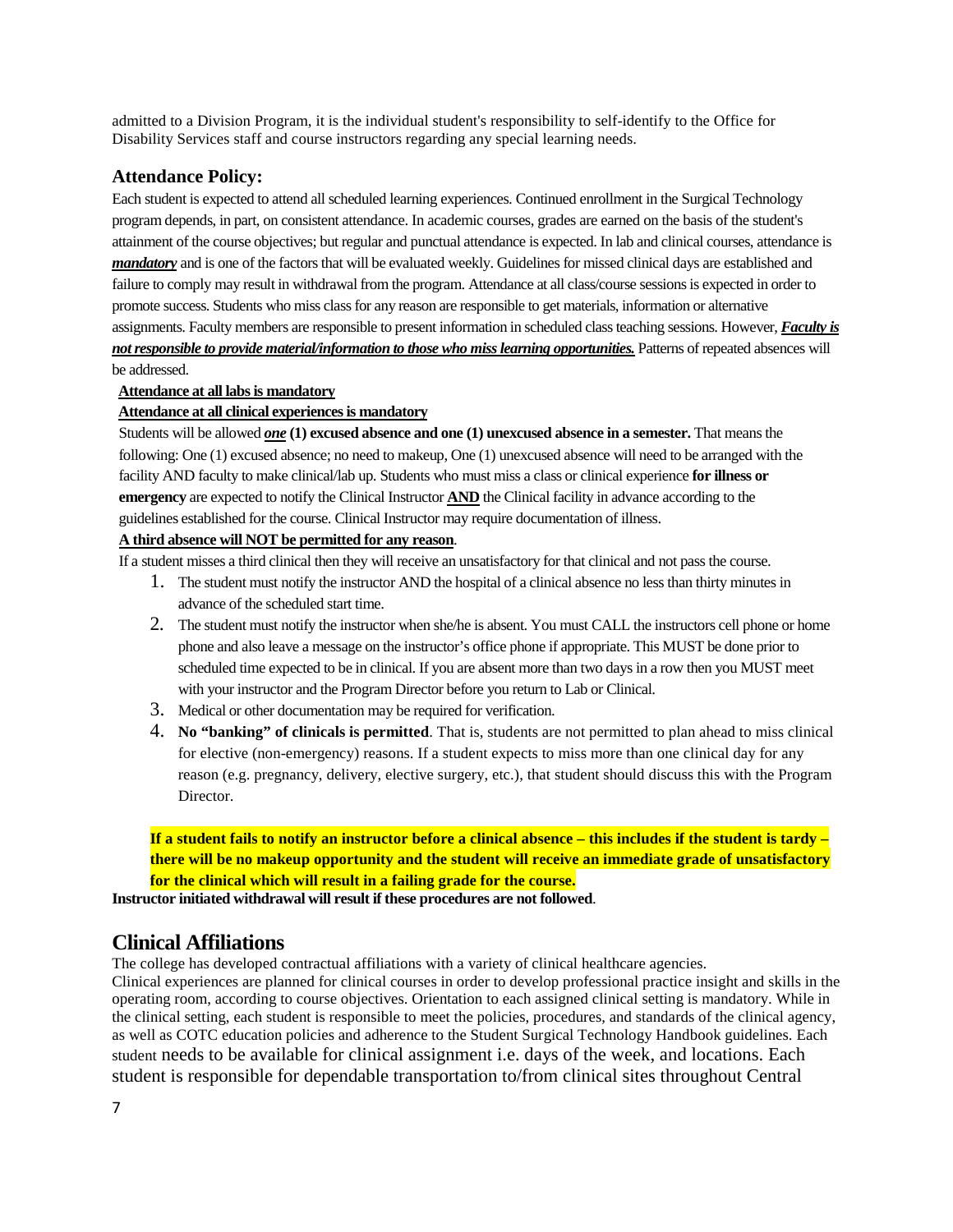admitted to a Division Program, it is the individual student's responsibility to self-identify to the Office for Disability Services staff and course instructors regarding any special learning needs.

### Attendance Policy:

Each student is expected to attend all scheduled learning experiences. Continued enrollment in the Surgical Technology program depends, in part, on consistent attendance. In academic courses, grades are earned on the basis of the student's attainment of the course objectives; but regular and punctual attendance is expected. In lab and clinical courses, attendance is ***mandatory*** and is one of the factors that will be evaluated weekly. Guidelines for missed clinical days are established and failure to comply may result in withdrawal from the program. Attendance at all class/course sessions is expected in order to promote success. Students who miss class for any reason are responsible to get materials, information or alternative assignments. Faculty members are responsible to present information in scheduled class teaching sessions. However, ***Faculty is not responsible to provide material/information to those who miss learning opportunities.*** Patterns of repeated absences will be addressed.

**Attendance at all labs is mandatory**

**Attendance at all clinical experiences is mandatory**

Students will be allowed ***one*** **(1) excused absence and one (1) unexcused absence in a semester.** That means the following: One (1) excused absence; no need to makeup, One (1) unexcused absence will need to be arranged with the facility AND faculty to make clinical/lab up. Students who must miss a class or clinical experience **for illness or emergency** are expected to notify the Clinical Instructor **AND** the Clinical facility in advance according to the guidelines established for the course. Clinical Instructor may require documentation of illness.

**A third absence will NOT be permitted for any reason**.

If a student misses a third clinical then they will receive an unsatisfactory for that clinical and not pass the course.

1. The student must notify the instructor AND the hospital of a clinical absence no less than thirty minutes in advance of the scheduled start time.
2. The student must notify the instructor when she/he is absent. You must CALL the instructors cell phone or home phone and also leave a message on the instructor's office phone if appropriate. This MUST be done prior to scheduled time expected to be in clinical. If you are absent more than two days in a row then you MUST meet with your instructor and the Program Director before you return to Lab or Clinical.
3. Medical or other documentation may be required for verification.
4. **No "banking" of clinicals is permitted**. That is, students are not permitted to plan ahead to miss clinical for elective (non-emergency) reasons. If a student expects to miss more than one clinical day for any reason (e.g. pregnancy, delivery, elective surgery, etc.), that student should discuss this with the Program Director.

**If a student fails to notify an instructor before a clinical absence – this includes if the student is tardy – there will be no makeup opportunity and the student will receive an immediate grade of unsatisfactory for the clinical which will result in a failing grade for the course.**

**Instructor initiated withdrawal will result if these procedures are not followed**.

## Clinical Affiliations

The college has developed contractual affiliations with a variety of clinical healthcare agencies.
Clinical experiences are planned for clinical courses in order to develop professional practice insight and skills in the operating room, according to course objectives. Orientation to each assigned clinical setting is mandatory. While in the clinical setting, each student is responsible to meet the policies, procedures, and standards of the clinical agency, as well as COTC education policies and adherence to the Student Surgical Technology Handbook guidelines. Each student needs to be available for clinical assignment i.e. days of the week, and locations. Each student is responsible for dependable transportation to/from clinical sites throughout Central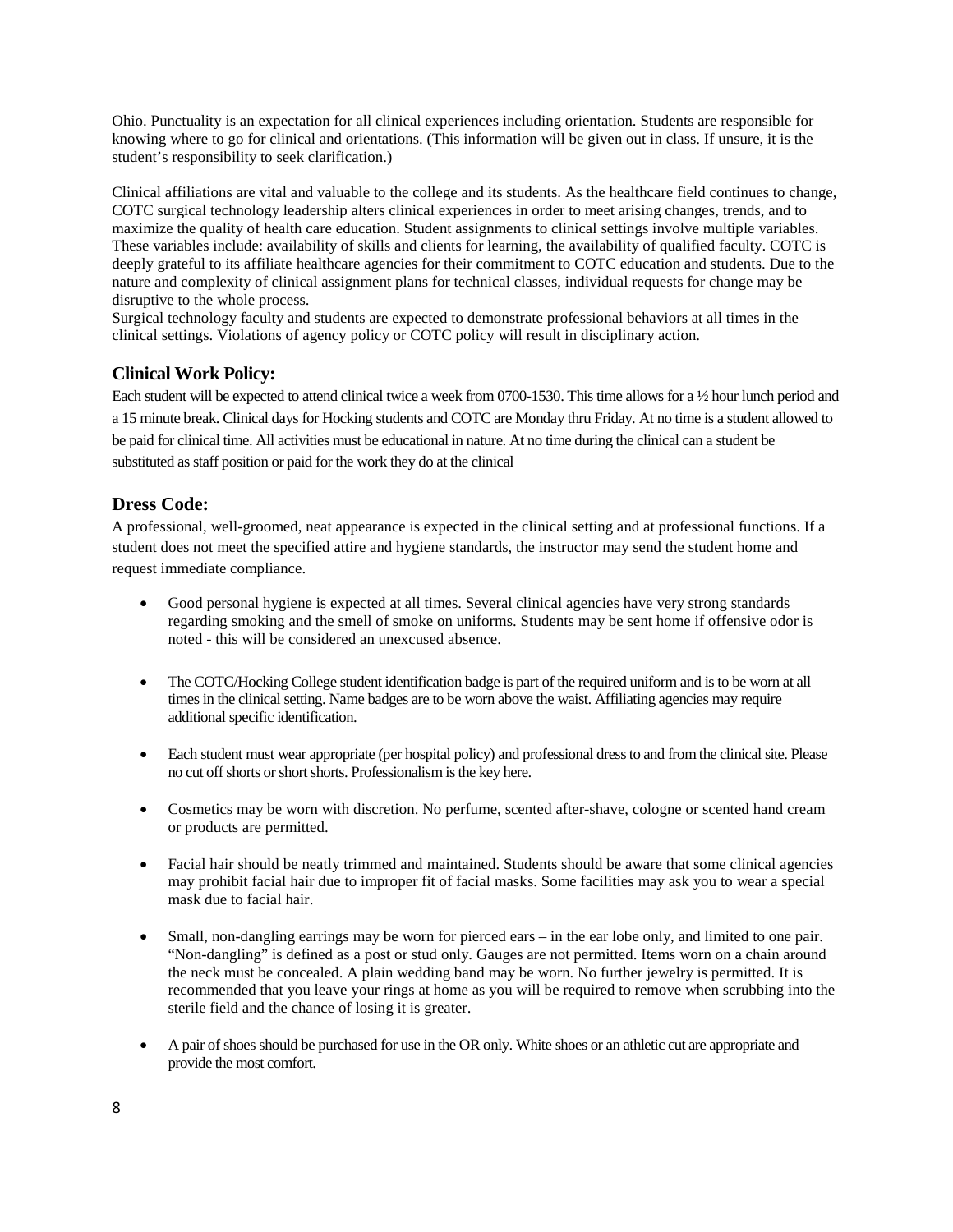Ohio. Punctuality is an expectation for all clinical experiences including orientation. Students are responsible for knowing where to go for clinical and orientations. (This information will be given out in class. If unsure, it is the student's responsibility to seek clarification.)

Clinical affiliations are vital and valuable to the college and its students. As the healthcare field continues to change, COTC surgical technology leadership alters clinical experiences in order to meet arising changes, trends, and to maximize the quality of health care education. Student assignments to clinical settings involve multiple variables. These variables include: availability of skills and clients for learning, the availability of qualified faculty. COTC is deeply grateful to its affiliate healthcare agencies for their commitment to COTC education and students. Due to the nature and complexity of clinical assignment plans for technical classes, individual requests for change may be disruptive to the whole process.
Surgical technology faculty and students are expected to demonstrate professional behaviors at all times in the clinical settings. Violations of agency policy or COTC policy will result in disciplinary action.

### Clinical Work Policy:

Each student will be expected to attend clinical twice a week from 0700-1530. This time allows for a ½ hour lunch period and a 15 minute break. Clinical days for Hocking students and COTC are Monday thru Friday. At no time is a student allowed to be paid for clinical time. All activities must be educational in nature. At no time during the clinical can a student be substituted as staff position or paid for the work they do at the clinical

### Dress Code:

A professional, well-groomed, neat appearance is expected in the clinical setting and at professional functions. If a student does not meet the specified attire and hygiene standards, the instructor may send the student home and request immediate compliance.

- Good personal hygiene is expected at all times. Several clinical agencies have very strong standards regarding smoking and the smell of smoke on uniforms. Students may be sent home if offensive odor is noted - this will be considered an unexcused absence.

- The COTC/Hocking College student identification badge is part of the required uniform and is to be worn at all times in the clinical setting. Name badges are to be worn above the waist. Affiliating agencies may require additional specific identification.

- Each student must wear appropriate (per hospital policy) and professional dress to and from the clinical site. Please no cut off shorts or short shorts. Professionalism is the key here.

- Cosmetics may be worn with discretion. No perfume, scented after-shave, cologne or scented hand cream or products are permitted.

- Facial hair should be neatly trimmed and maintained. Students should be aware that some clinical agencies may prohibit facial hair due to improper fit of facial masks. Some facilities may ask you to wear a special mask due to facial hair.

- Small, non-dangling earrings may be worn for pierced ears – in the ear lobe only, and limited to one pair. "Non-dangling" is defined as a post or stud only. Gauges are not permitted. Items worn on a chain around the neck must be concealed. A plain wedding band may be worn. No further jewelry is permitted. It is recommended that you leave your rings at home as you will be required to remove when scrubbing into the sterile field and the chance of losing it is greater.

- A pair of shoes should be purchased for use in the OR only. White shoes or an athletic cut are appropriate and provide the most comfort.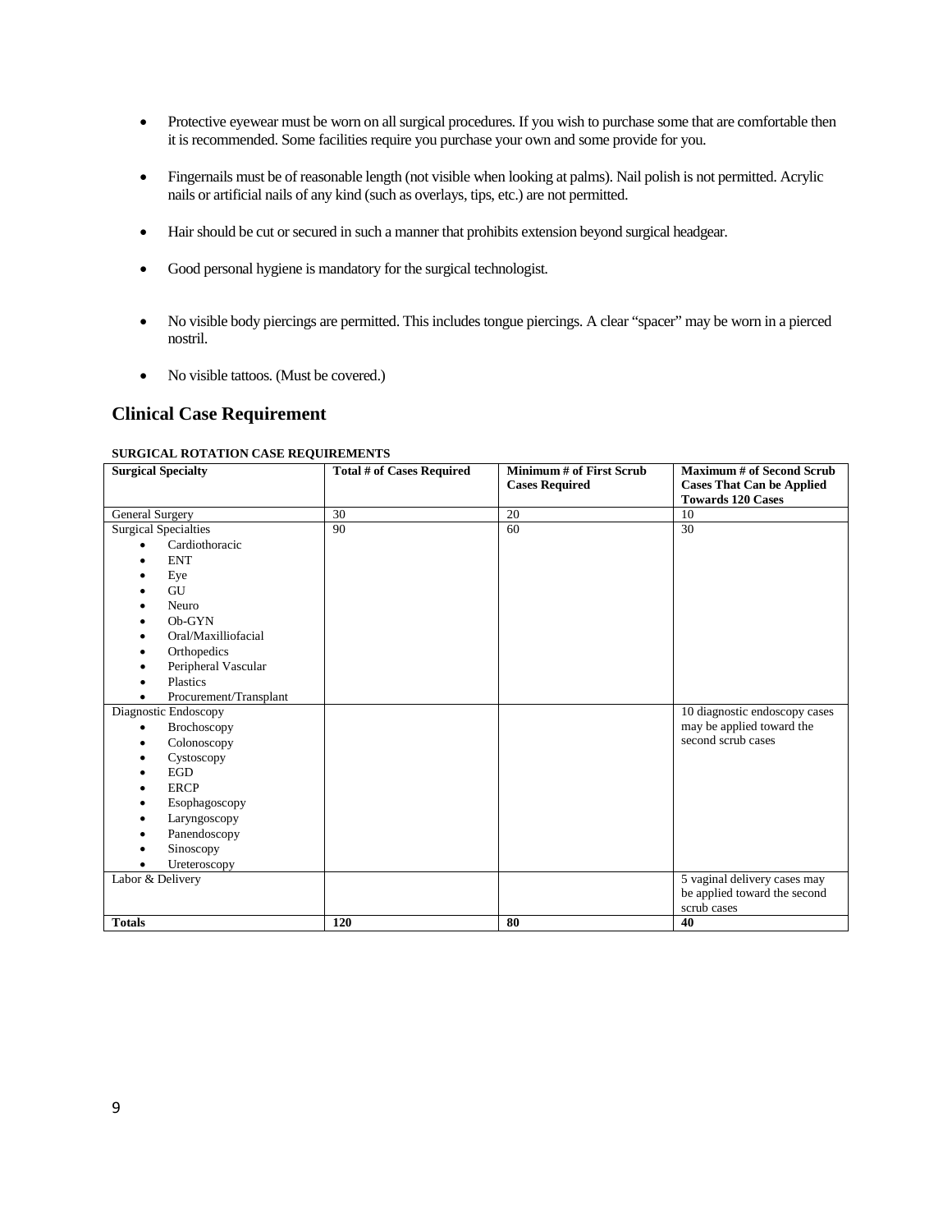- Protective eyewear must be worn on all surgical procedures. If you wish to purchase some that are comfortable then it is recommended. Some facilities require you purchase your own and some provide for you.
- Fingernails must be of reasonable length (not visible when looking at palms). Nail polish is not permitted. Acrylic nails or artificial nails of any kind (such as overlays, tips, etc.) are not permitted.
- Hair should be cut or secured in such a manner that prohibits extension beyond surgical headgear.
- Good personal hygiene is mandatory for the surgical technologist.
- No visible body piercings are permitted. This includes tongue piercings. A clear "spacer" may be worn in a pierced nostril.
- No visible tattoos. (Must be covered.)

## Clinical Case Requirement

**SURGICAL ROTATION CASE REQUIREMENTS**

| Surgical Specialty | Total # of Cases Required | Minimum # of First Scrub Cases Required | Maximum # of Second Scrub Cases That Can be Applied Towards 120 Cases |
|---|---|---|---|
| General Surgery | 30 | 20 | 10 |
| Surgical Specialties<br>• Cardiothoracic<br>• ENT<br>• Eye<br>• GU<br>• Neuro<br>• Ob-GYN<br>• Oral/Maxilliofacial<br>• Orthopedics<br>• Peripheral Vascular<br>• Plastics<br>• Procurement/Transplant | 90 | 60 | 30 |
| Diagnostic Endoscopy<br>• Brochoscopy<br>• Colonoscopy<br>• Cystoscopy<br>• EGD<br>• ERCP<br>• Esophagoscopy<br>• Laryngoscopy<br>• Panendoscopy<br>• Sinoscopy<br>• Ureteroscopy | | | 10 diagnostic endoscopy cases may be applied toward the second scrub cases |
| Labor & Delivery | | | 5 vaginal delivery cases may be applied toward the second scrub cases |
| **Totals** | **120** | **80** | **40** |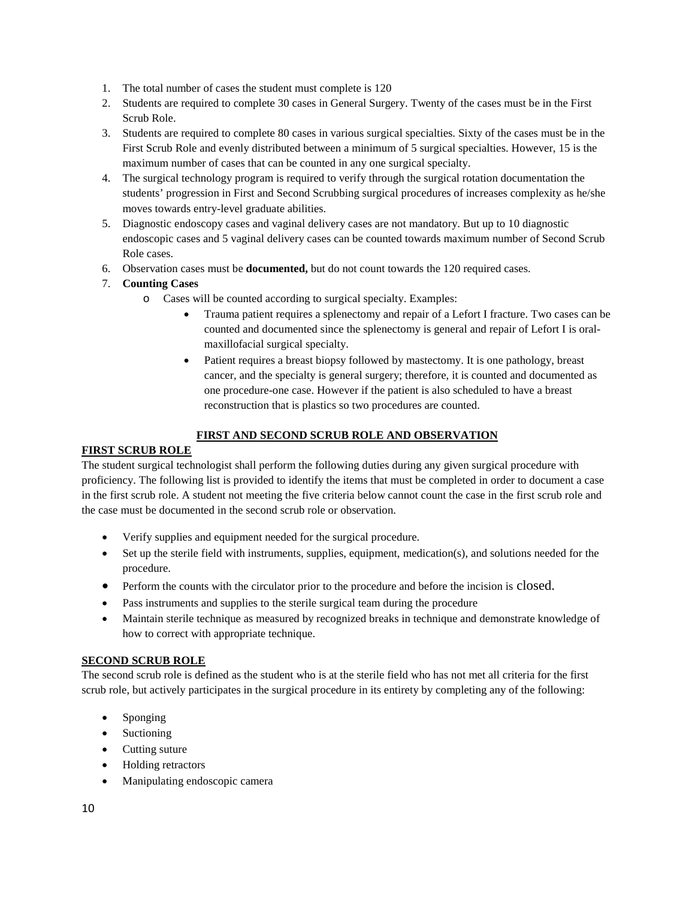1. The total number of cases the student must complete is 120
2. Students are required to complete 30 cases in General Surgery. Twenty of the cases must be in the First Scrub Role.
3. Students are required to complete 80 cases in various surgical specialties. Sixty of the cases must be in the First Scrub Role and evenly distributed between a minimum of 5 surgical specialties. However, 15 is the maximum number of cases that can be counted in any one surgical specialty.
4. The surgical technology program is required to verify through the surgical rotation documentation the students' progression in First and Second Scrubbing surgical procedures of increases complexity as he/she moves towards entry-level graduate abilities.
5. Diagnostic endoscopy cases and vaginal delivery cases are not mandatory. But up to 10 diagnostic endoscopic cases and 5 vaginal delivery cases can be counted towards maximum number of Second Scrub Role cases.
6. Observation cases must be **documented,** but do not count towards the 120 required cases.
7. **Counting Cases**
   - Cases will be counted according to surgical specialty. Examples:
     - Trauma patient requires a splenectomy and repair of a Lefort I fracture. Two cases can be counted and documented since the splenectomy is general and repair of Lefort I is oral-maxillofacial surgical specialty.
     - Patient requires a breast biopsy followed by mastectomy. It is one pathology, breast cancer, and the specialty is general surgery; therefore, it is counted and documented as one procedure-one case. However if the patient is also scheduled to have a breast reconstruction that is plastics so two procedures are counted.

## FIRST AND SECOND SCRUB ROLE AND OBSERVATION

### FIRST SCRUB ROLE

The student surgical technologist shall perform the following duties during any given surgical procedure with proficiency. The following list is provided to identify the items that must be completed in order to document a case in the first scrub role. A student not meeting the five criteria below cannot count the case in the first scrub role and the case must be documented in the second scrub role or observation.

- Verify supplies and equipment needed for the surgical procedure.
- Set up the sterile field with instruments, supplies, equipment, medication(s), and solutions needed for the procedure.
- Perform the counts with the circulator prior to the procedure and before the incision is closed.
- Pass instruments and supplies to the sterile surgical team during the procedure
- Maintain sterile technique as measured by recognized breaks in technique and demonstrate knowledge of how to correct with appropriate technique.

### SECOND SCRUB ROLE

The second scrub role is defined as the student who is at the sterile field who has not met all criteria for the first scrub role, but actively participates in the surgical procedure in its entirety by completing any of the following:

- Sponging
- Suctioning
- Cutting suture
- Holding retractors
- Manipulating endoscopic camera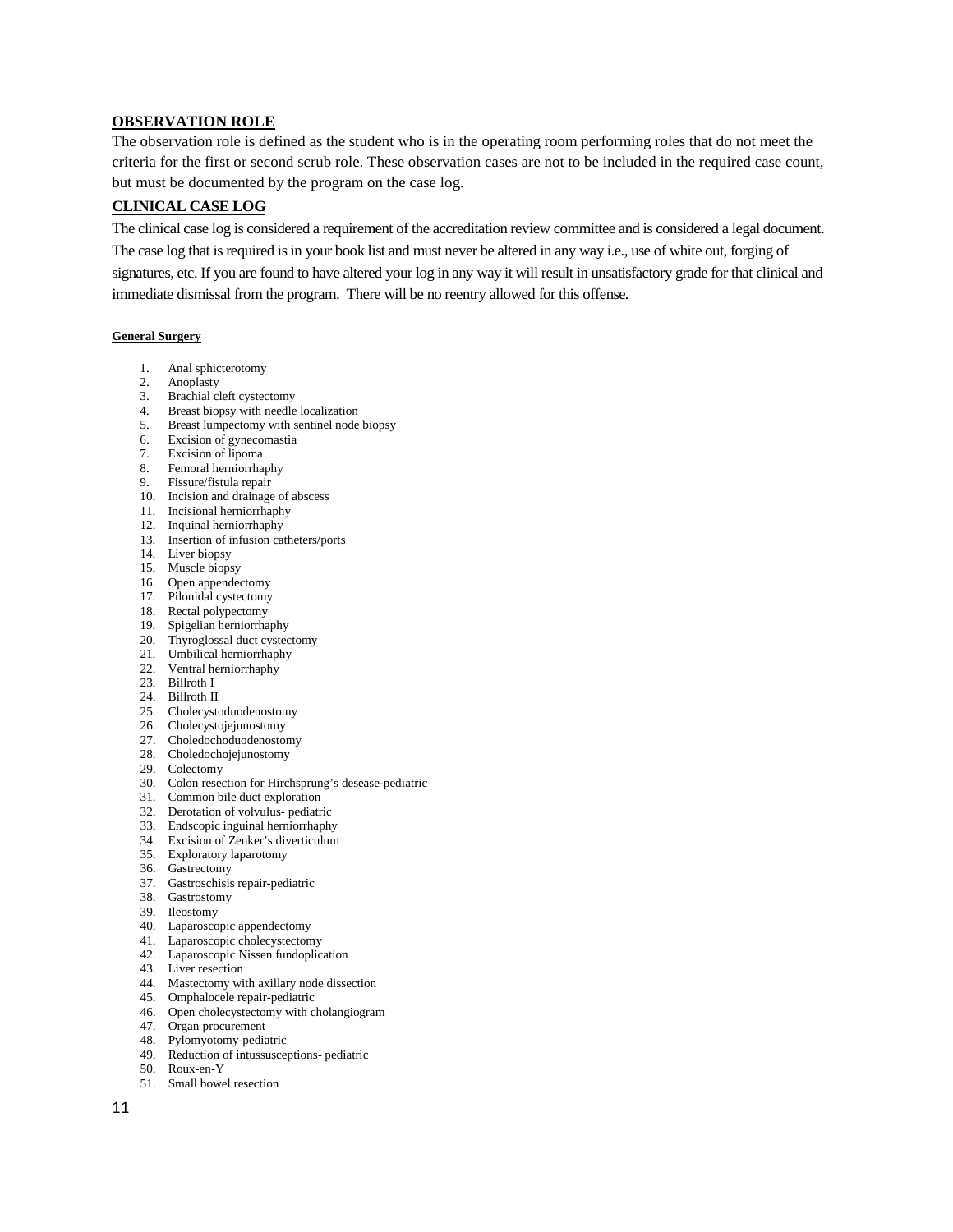**OBSERVATION ROLE**

The observation role is defined as the student who is in the operating room performing roles that do not meet the criteria for the first or second scrub role. These observation cases are not to be included in the required case count, but must be documented by the program on the case log.

**CLINICAL CASE LOG**

The clinical case log is considered a requirement of the accreditation review committee and is considered a legal document. The case log that is required is in your book list and must never be altered in any way i.e., use of white out, forging of signatures, etc. If you are found to have altered your log in any way it will result in unsatisfactory grade for that clinical and immediate dismissal from the program. There will be no reentry allowed for this offense.

**General Surgery**

1. Anal sphicterotomy
2. Anoplasty
3. Brachial cleft cystectomy
4. Breast biopsy with needle localization
5. Breast lumpectomy with sentinel node biopsy
6. Excision of gynecomastia
7. Excision of lipoma
8. Femoral herniorrhaphy
9. Fissure/fistula repair
10. Incision and drainage of abscess
11. Incisional herniorrhaphy
12. Inquinal herniorrhaphy
13. Insertion of infusion catheters/ports
14. Liver biopsy
15. Muscle biopsy
16. Open appendectomy
17. Pilonidal cystectomy
18. Rectal polypectomy
19. Spigelian herniorrhaphy
20. Thyroglossal duct cystectomy
21. Umbilical herniorrhaphy
22. Ventral herniorrhaphy
23. Billroth I
24. Billroth II
25. Cholecystoduodenostomy
26. Cholecystojejunostomy
27. Choledochoduodenostomy
28. Choledochojejunostomy
29. Colectomy
30. Colon resection for Hirchsprung's desease-pediatric
31. Common bile duct exploration
32. Derotation of volvulus- pediatric
33. Endscopic inguinal herniorrhaphy
34. Excision of Zenker's diverticulum
35. Exploratory laparotomy
36. Gastrectomy
37. Gastroschisis repair-pediatric
38. Gastrostomy
39. Ileostomy
40. Laparoscopic appendectomy
41. Laparoscopic cholecystectomy
42. Laparoscopic Nissen fundoplication
43. Liver resection
44. Mastectomy with axillary node dissection
45. Omphalocele repair-pediatric
46. Open cholecystectomy with cholangiogram
47. Organ procurement
48. Pylomyotomy-pediatric
49. Reduction of intussusceptions- pediatric
50. Roux-en-Y
51. Small bowel resection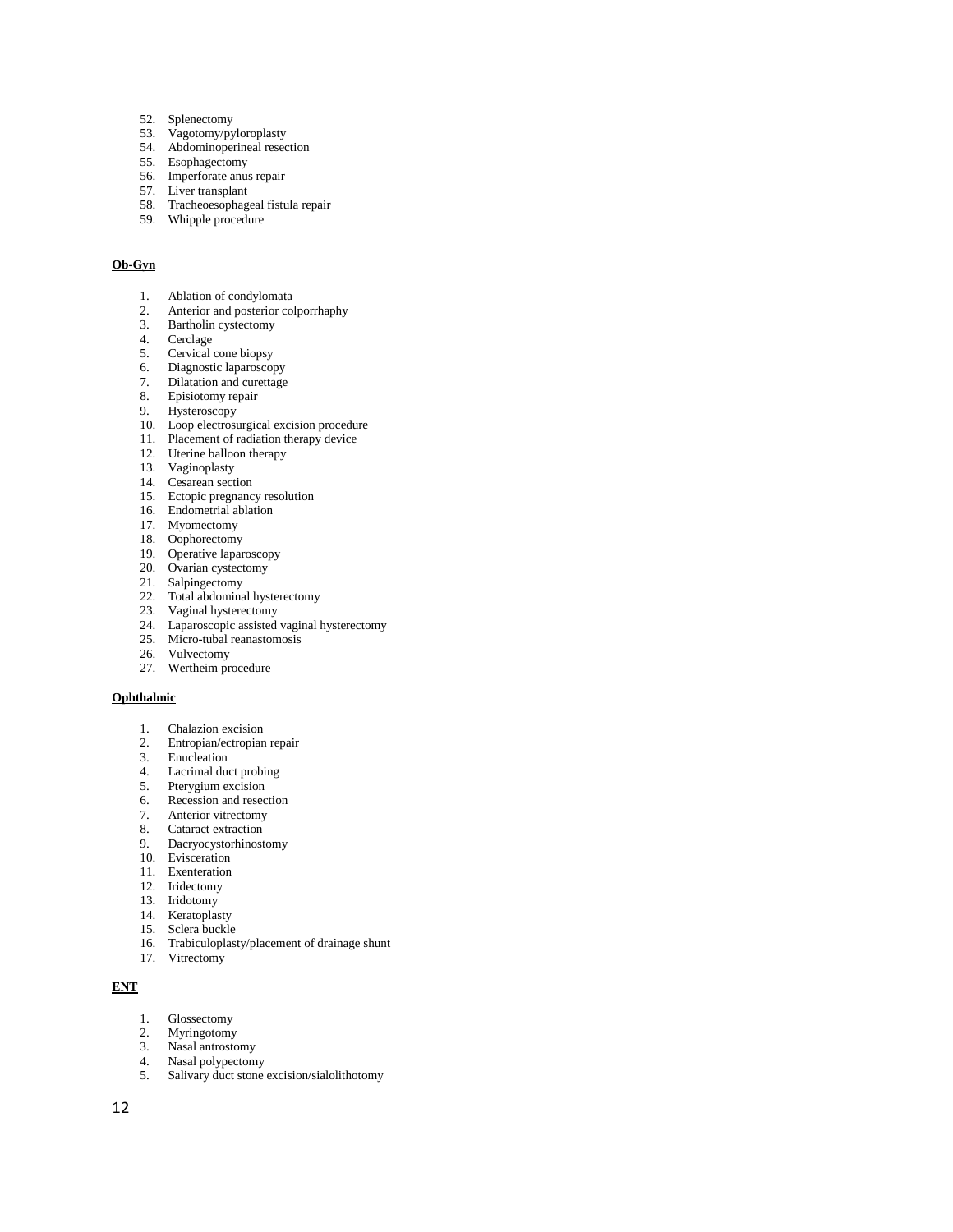52. Splenectomy
53. Vagotomy/pyloroplasty
54. Abdominoperineal resection
55. Esophagectomy
56. Imperforate anus repair
57. Liver transplant
58. Tracheoesophageal fistula repair
59. Whipple procedure

**Ob-Gyn**

1. Ablation of condylomata
2. Anterior and posterior colporrhaphy
3. Bartholin cystectomy
4. Cerclage
5. Cervical cone biopsy
6. Diagnostic laparoscopy
7. Dilatation and curettage
8. Episiotomy repair
9. Hysteroscopy
10. Loop electrosurgical excision procedure
11. Placement of radiation therapy device
12. Uterine balloon therapy
13. Vaginoplasty
14. Cesarean section
15. Ectopic pregnancy resolution
16. Endometrial ablation
17. Myomectomy
18. Oophorectomy
19. Operative laparoscopy
20. Ovarian cystectomy
21. Salpingectomy
22. Total abdominal hysterectomy
23. Vaginal hysterectomy
24. Laparoscopic assisted vaginal hysterectomy
25. Micro-tubal reanastomosis
26. Vulvectomy
27. Wertheim procedure

**Ophthalmic**

1. Chalazion excision
2. Entropian/ectropian repair
3. Enucleation
4. Lacrimal duct probing
5. Pterygium excision
6. Recession and resection
7. Anterior vitrectomy
8. Cataract extraction
9. Dacryocystorhinostomy
10. Evisceration
11. Exenteration
12. Iridectomy
13. Iridotomy
14. Keratoplasty
15. Sclera buckle
16. Trabiculoplasty/placement of drainage shunt
17. Vitrectomy

**ENT**

1. Glossectomy
2. Myringotomy
3. Nasal antrostomy
4. Nasal polypectomy
5. Salivary duct stone excision/sialolithotomy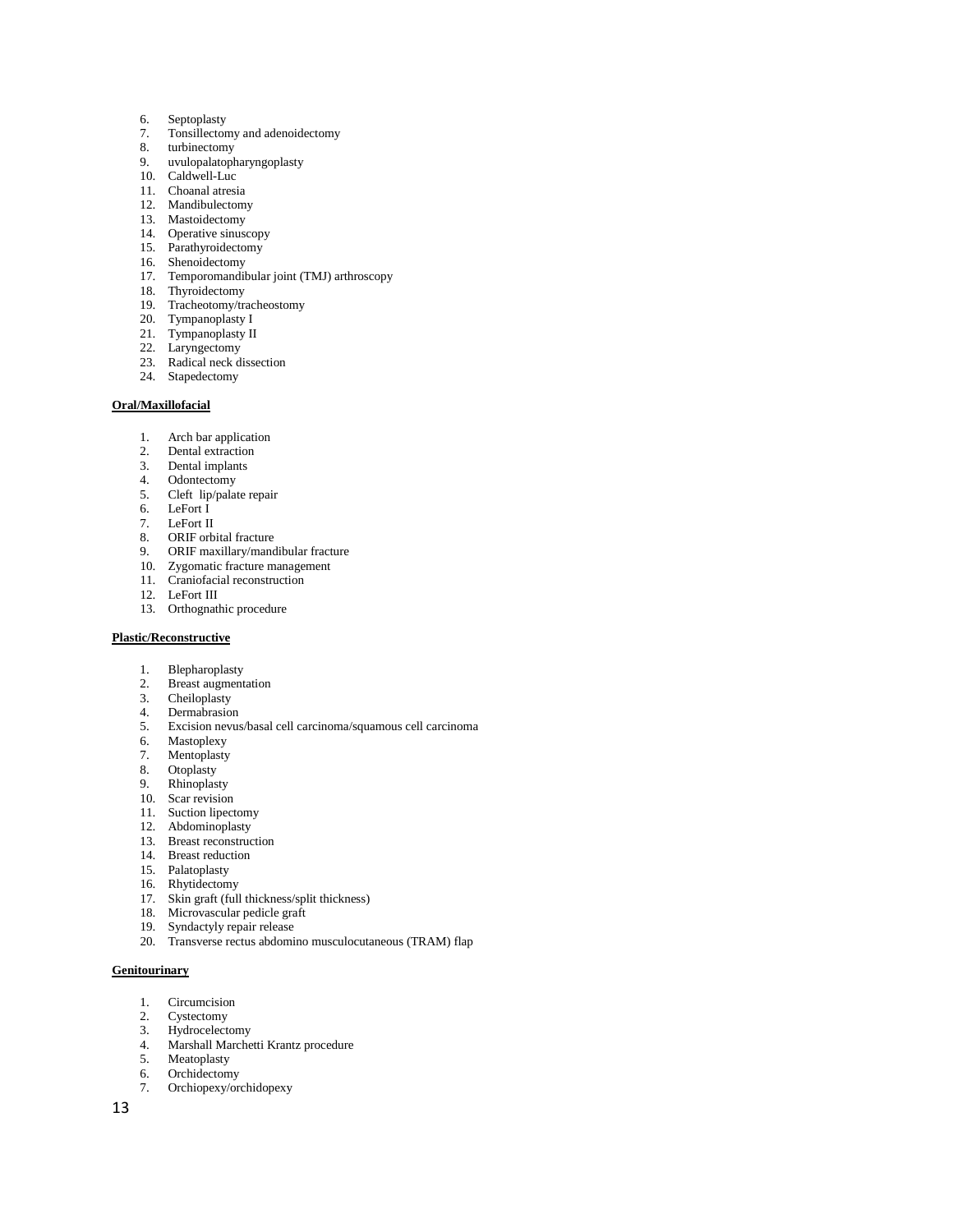6. Septoplasty
7. Tonsillectomy and adenoidectomy
8. turbinectomy
9. uvulopalatopharyngoplasty
10. Caldwell-Luc
11. Choanal atresia
12. Mandibulectomy
13. Mastoidectomy
14. Operative sinuscopy
15. Parathyroidectomy
16. Shenoidectomy
17. Temporomandibular joint (TMJ) arthroscopy
18. Thyroidectomy
19. Tracheotomy/tracheostomy
20. Tympanoplasty I
21. Tympanoplasty II
22. Laryngectomy
23. Radical neck dissection
24. Stapedectomy

**Oral/Maxillofacial**

1. Arch bar application
2. Dental extraction
3. Dental implants
4. Odontectomy
5. Cleft lip/palate repair
6. LeFort I
7. LeFort II
8. ORIF orbital fracture
9. ORIF maxillary/mandibular fracture
10. Zygomatic fracture management
11. Craniofacial reconstruction
12. LeFort III
13. Orthognathic procedure

**Plastic/Reconstructive**

1. Blepharoplasty
2. Breast augmentation
3. Cheiloplasty
4. Dermabrasion
5. Excision nevus/basal cell carcinoma/squamous cell carcinoma
6. Mastoplexy
7. Mentoplasty
8. Otoplasty
9. Rhinoplasty
10. Scar revision
11. Suction lipectomy
12. Abdominoplasty
13. Breast reconstruction
14. Breast reduction
15. Palatoplasty
16. Rhytidectomy
17. Skin graft (full thickness/split thickness)
18. Microvascular pedicle graft
19. Syndactyly repair release
20. Transverse rectus abdomino musculocutaneous (TRAM) flap

**Genitourinary**

1. Circumcision
2. Cystectomy
3. Hydrocelectomy
4. Marshall Marchetti Krantz procedure
5. Meatoplasty
6. Orchidectomy
7. Orchiopexy/orchidopexy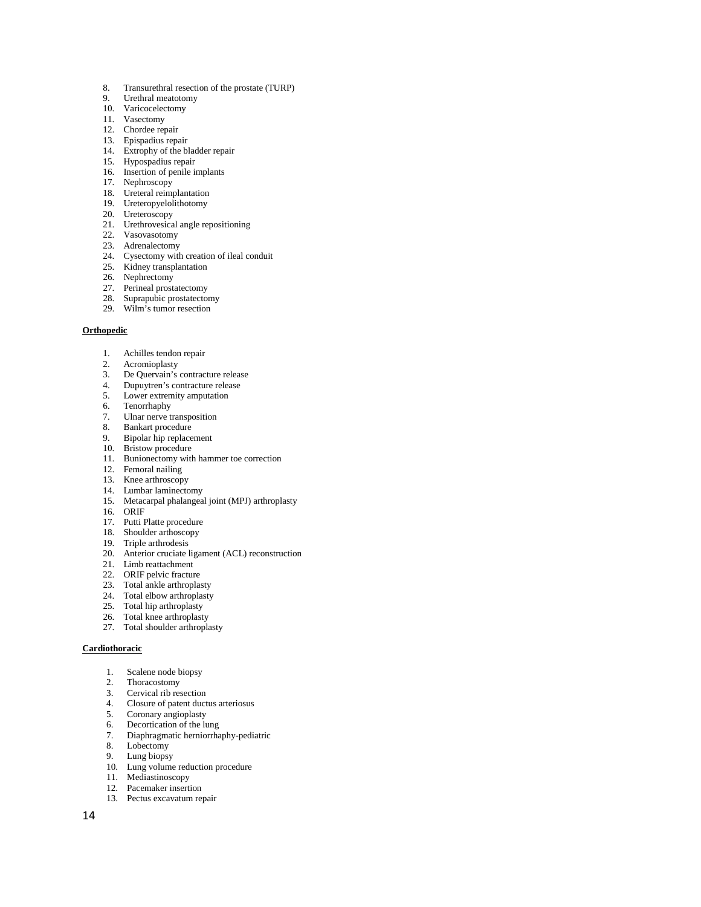8. Transurethral resection of the prostate (TURP)
9. Urethral meatotomy
10. Varicocelectomy
11. Vasectomy
12. Chordee repair
13. Epispadius repair
14. Extrophy of the bladder repair
15. Hypospadius repair
16. Insertion of penile implants
17. Nephroscopy
18. Ureteral reimplantation
19. Ureteropyelolithotomy
20. Ureteroscopy
21. Urethrovesical angle repositioning
22. Vasovasotomy
23. Adrenalectomy
24. Cysectomy with creation of ileal conduit
25. Kidney transplantation
26. Nephrectomy
27. Perineal prostatectomy
28. Suprapubic prostatectomy
29. Wilm's tumor resection

**Orthopedic**

1. Achilles tendon repair
2. Acromioplasty
3. De Quervain's contracture release
4. Dupuytren's contracture release
5. Lower extremity amputation
6. Tenorrhaphy
7. Ulnar nerve transposition
8. Bankart procedure
9. Bipolar hip replacement
10. Bristow procedure
11. Bunionectomy with hammer toe correction
12. Femoral nailing
13. Knee arthroscopy
14. Lumbar laminectomy
15. Metacarpal phalangeal joint (MPJ) arthroplasty
16. ORIF
17. Putti Platte procedure
18. Shoulder arthoscopy
19. Triple arthrodesis
20. Anterior cruciate ligament (ACL) reconstruction
21. Limb reattachment
22. ORIF pelvic fracture
23. Total ankle arthroplasty
24. Total elbow arthroplasty
25. Total hip arthroplasty
26. Total knee arthroplasty
27. Total shoulder arthroplasty

**Cardiothoracic**

1. Scalene node biopsy
2. Thoracostomy
3. Cervical rib resection
4. Closure of patent ductus arteriosus
5. Coronary angioplasty
6. Decortication of the lung
7. Diaphragmatic herniorrhaphy-pediatric
8. Lobectomy
9. Lung biopsy
10. Lung volume reduction procedure
11. Mediastinoscopy
12. Pacemaker insertion
13. Pectus excavatum repair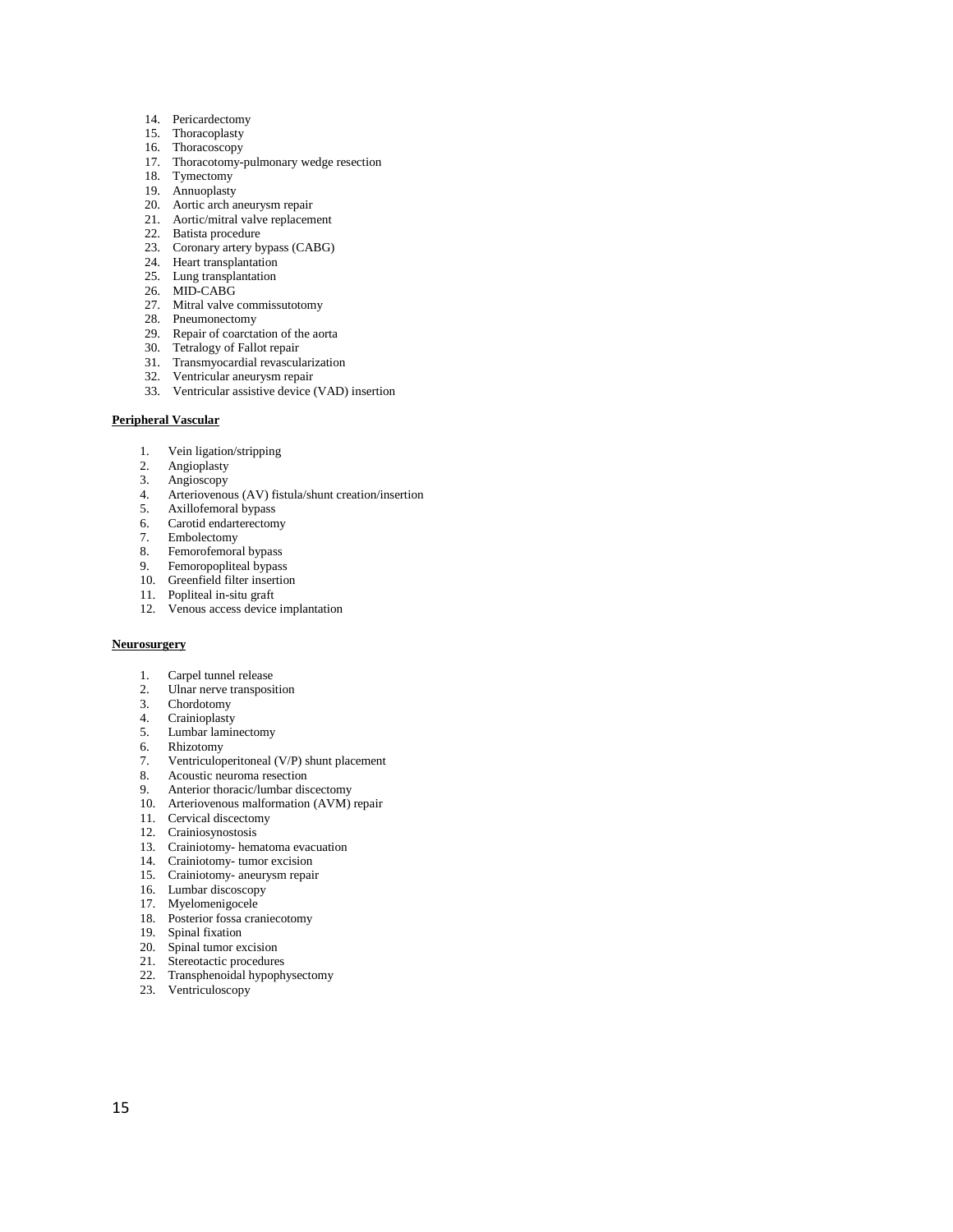14. Pericardectomy
15. Thoracoplasty
16. Thoracoscopy
17. Thoracotomy-pulmonary wedge resection
18. Tymectomy
19. Annuoplasty
20. Aortic arch aneurysm repair
21. Aortic/mitral valve replacement
22. Batista procedure
23. Coronary artery bypass (CABG)
24. Heart transplantation
25. Lung transplantation
26. MID-CABG
27. Mitral valve commissutotomy
28. Pneumonectomy
29. Repair of coarctation of the aorta
30. Tetralogy of Fallot repair
31. Transmyocardial revascularization
32. Ventricular aneurysm repair
33. Ventricular assistive device (VAD) insertion

**Peripheral Vascular**

1. Vein ligation/stripping
2. Angioplasty
3. Angioscopy
4. Arteriovenous (AV) fistula/shunt creation/insertion
5. Axillofemoral bypass
6. Carotid endarterectomy
7. Embolectomy
8. Femorofemoral bypass
9. Femoropopliteal bypass
10. Greenfield filter insertion
11. Popliteal in-situ graft
12. Venous access device implantation

**Neurosurgery**

1. Carpel tunnel release
2. Ulnar nerve transposition
3. Chordotomy
4. Crainioplasty
5. Lumbar laminectomy
6. Rhizotomy
7. Ventriculoperitoneal (V/P) shunt placement
8. Acoustic neuroma resection
9. Anterior thoracic/lumbar discectomy
10. Arteriovenous malformation (AVM) repair
11. Cervical discectomy
12. Crainiosynostosis
13. Crainiotomy- hematoma evacuation
14. Crainiotomy- tumor excision
15. Crainiotomy- aneurysm repair
16. Lumbar discoscopy
17. Myelomenigocele
18. Posterior fossa craniecotomy
19. Spinal fixation
20. Spinal tumor excision
21. Stereotactic procedures
22. Transphenoidal hypophysectomy
23. Ventriculoscopy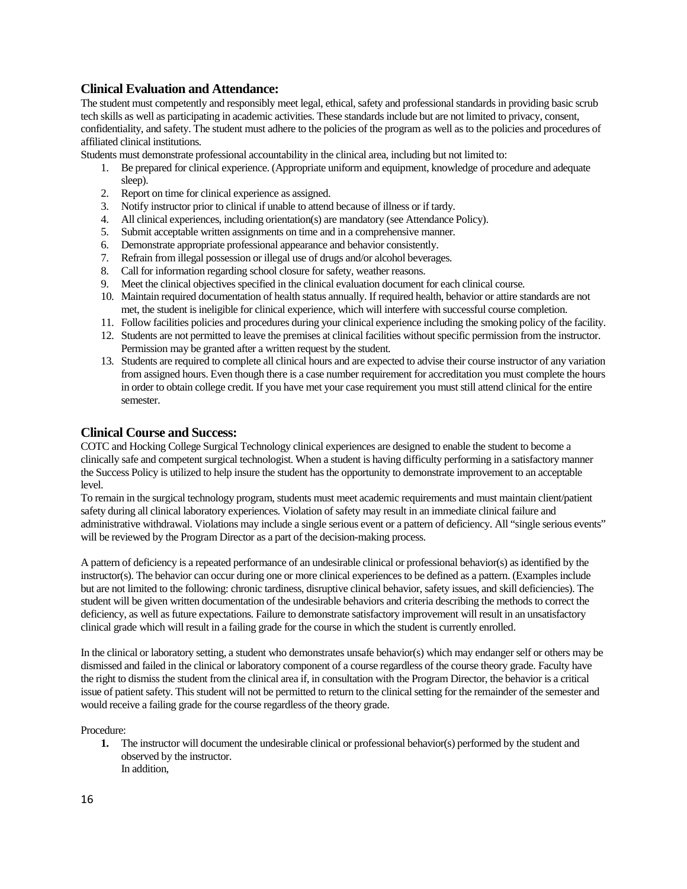## Clinical Evaluation and Attendance:

The student must competently and responsibly meet legal, ethical, safety and professional standards in providing basic scrub tech skills as well as participating in academic activities. These standards include but are not limited to privacy, consent, confidentiality, and safety. The student must adhere to the policies of the program as well as to the policies and procedures of affiliated clinical institutions.

Students must demonstrate professional accountability in the clinical area, including but not limited to:

1. Be prepared for clinical experience. (Appropriate uniform and equipment, knowledge of procedure and adequate sleep).
2. Report on time for clinical experience as assigned.
3. Notify instructor prior to clinical if unable to attend because of illness or if tardy.
4. All clinical experiences, including orientation(s) are mandatory (see Attendance Policy).
5. Submit acceptable written assignments on time and in a comprehensive manner.
6. Demonstrate appropriate professional appearance and behavior consistently.
7. Refrain from illegal possession or illegal use of drugs and/or alcohol beverages.
8. Call for information regarding school closure for safety, weather reasons.
9. Meet the clinical objectives specified in the clinical evaluation document for each clinical course.
10. Maintain required documentation of health status annually. If required health, behavior or attire standards are not met, the student is ineligible for clinical experience, which will interfere with successful course completion.
11. Follow facilities policies and procedures during your clinical experience including the smoking policy of the facility.
12. Students are not permitted to leave the premises at clinical facilities without specific permission from the instructor. Permission may be granted after a written request by the student.
13. Students are required to complete all clinical hours and are expected to advise their course instructor of any variation from assigned hours. Even though there is a case number requirement for accreditation you must complete the hours in order to obtain college credit. If you have met your case requirement you must still attend clinical for the entire semester.

## Clinical Course and Success:

COTC and Hocking College Surgical Technology clinical experiences are designed to enable the student to become a clinically safe and competent surgical technologist. When a student is having difficulty performing in a satisfactory manner the Success Policy is utilized to help insure the student has the opportunity to demonstrate improvement to an acceptable level.

To remain in the surgical technology program, students must meet academic requirements and must maintain client/patient safety during all clinical laboratory experiences. Violation of safety may result in an immediate clinical failure and administrative withdrawal. Violations may include a single serious event or a pattern of deficiency. All "single serious events" will be reviewed by the Program Director as a part of the decision-making process.

A pattern of deficiency is a repeated performance of an undesirable clinical or professional behavior(s) as identified by the instructor(s). The behavior can occur during one or more clinical experiences to be defined as a pattern. (Examples include but are not limited to the following: chronic tardiness, disruptive clinical behavior, safety issues, and skill deficiencies). The student will be given written documentation of the undesirable behaviors and criteria describing the methods to correct the deficiency, as well as future expectations. Failure to demonstrate satisfactory improvement will result in an unsatisfactory clinical grade which will result in a failing grade for the course in which the student is currently enrolled.

In the clinical or laboratory setting, a student who demonstrates unsafe behavior(s) which may endanger self or others may be dismissed and failed in the clinical or laboratory component of a course regardless of the course theory grade. Faculty have the right to dismiss the student from the clinical area if, in consultation with the Program Director, the behavior is a critical issue of patient safety. This student will not be permitted to return to the clinical setting for the remainder of the semester and would receive a failing grade for the course regardless of the theory grade.

Procedure:

1. The instructor will document the undesirable clinical or professional behavior(s) performed by the student and observed by the instructor.
   In addition,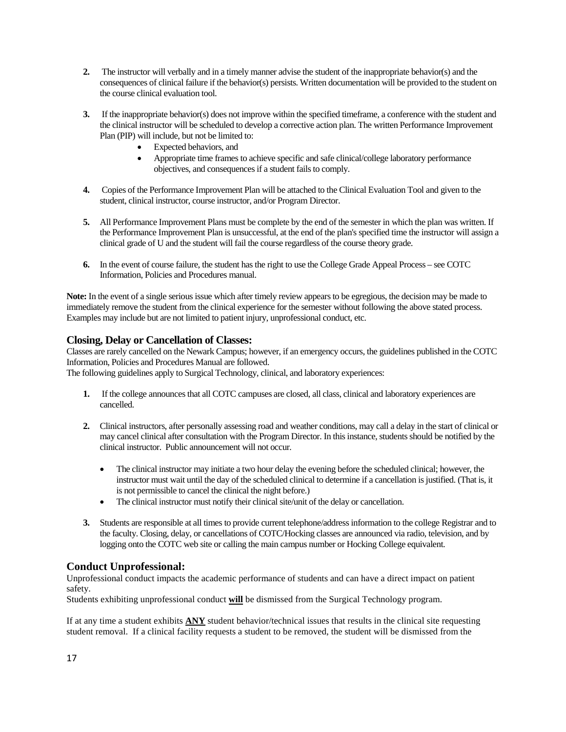2. The instructor will verbally and in a timely manner advise the student of the inappropriate behavior(s) and the consequences of clinical failure if the behavior(s) persists. Written documentation will be provided to the student on the course clinical evaluation tool.

3. If the inappropriate behavior(s) does not improve within the specified timeframe, a conference with the student and the clinical instructor will be scheduled to develop a corrective action plan. The written Performance Improvement Plan (PIP) will include, but not be limited to:
   - Expected behaviors, and
   - Appropriate time frames to achieve specific and safe clinical/college laboratory performance objectives, and consequences if a student fails to comply.

4. Copies of the Performance Improvement Plan will be attached to the Clinical Evaluation Tool and given to the student, clinical instructor, course instructor, and/or Program Director.

5. All Performance Improvement Plans must be complete by the end of the semester in which the plan was written. If the Performance Improvement Plan is unsuccessful, at the end of the plan's specified time the instructor will assign a clinical grade of U and the student will fail the course regardless of the course theory grade.

6. In the event of course failure, the student has the right to use the College Grade Appeal Process – see COTC Information, Policies and Procedures manual.

**Note:** In the event of a single serious issue which after timely review appears to be egregious, the decision may be made to immediately remove the student from the clinical experience for the semester without following the above stated process. Examples may include but are not limited to patient injury, unprofessional conduct, etc.

### Closing, Delay or Cancellation of Classes:

Classes are rarely cancelled on the Newark Campus; however, if an emergency occurs, the guidelines published in the COTC Information, Policies and Procedures Manual are followed.
The following guidelines apply to Surgical Technology, clinical, and laboratory experiences:

1. If the college announces that all COTC campuses are closed, all class, clinical and laboratory experiences are cancelled.

2. Clinical instructors, after personally assessing road and weather conditions, may call a delay in the start of clinical or may cancel clinical after consultation with the Program Director. In this instance, students should be notified by the clinical instructor. Public announcement will not occur.
   - The clinical instructor may initiate a two hour delay the evening before the scheduled clinical; however, the instructor must wait until the day of the scheduled clinical to determine if a cancellation is justified. (That is, it is not permissible to cancel the clinical the night before.)
   - The clinical instructor must notify their clinical site/unit of the delay or cancellation.

3. Students are responsible at all times to provide current telephone/address information to the college Registrar and to the faculty. Closing, delay, or cancellations of COTC/Hocking classes are announced via radio, television, and by logging onto the COTC web site or calling the main campus number or Hocking College equivalent.

### Conduct Unprofessional:

Unprofessional conduct impacts the academic performance of students and can have a direct impact on patient safety.
Students exhibiting unprofessional conduct **<u>will</u>** be dismissed from the Surgical Technology program.

If at any time a student exhibits **<u>ANY</u>** student behavior/technical issues that results in the clinical site requesting student removal. If a clinical facility requests a student to be removed, the student will be dismissed from the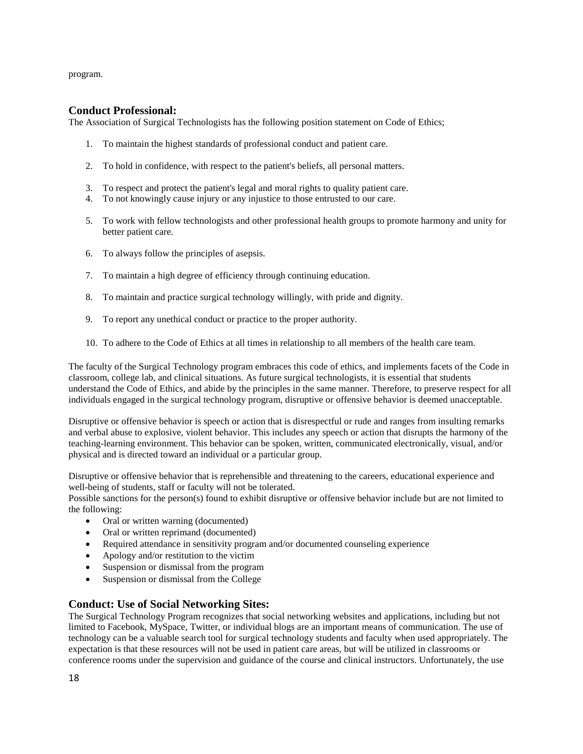program.

## Conduct Professional:

The Association of Surgical Technologists has the following position statement on Code of Ethics;

1. To maintain the highest standards of professional conduct and patient care.
2. To hold in confidence, with respect to the patient's beliefs, all personal matters.
3. To respect and protect the patient's legal and moral rights to quality patient care.
4. To not knowingly cause injury or any injustice to those entrusted to our care.
5. To work with fellow technologists and other professional health groups to promote harmony and unity for better patient care.
6. To always follow the principles of asepsis.
7. To maintain a high degree of efficiency through continuing education.
8. To maintain and practice surgical technology willingly, with pride and dignity.
9. To report any unethical conduct or practice to the proper authority.
10. To adhere to the Code of Ethics at all times in relationship to all members of the health care team.

The faculty of the Surgical Technology program embraces this code of ethics, and implements facets of the Code in classroom, college lab, and clinical situations. As future surgical technologists, it is essential that students understand the Code of Ethics, and abide by the principles in the same manner. Therefore, to preserve respect for all individuals engaged in the surgical technology program, disruptive or offensive behavior is deemed unacceptable.

Disruptive or offensive behavior is speech or action that is disrespectful or rude and ranges from insulting remarks and verbal abuse to explosive, violent behavior. This includes any speech or action that disrupts the harmony of the teaching-learning environment. This behavior can be spoken, written, communicated electronically, visual, and/or physical and is directed toward an individual or a particular group.

Disruptive or offensive behavior that is reprehensible and threatening to the careers, educational experience and well-being of students, staff or faculty will not be tolerated.
Possible sanctions for the person(s) found to exhibit disruptive or offensive behavior include but are not limited to the following:

- Oral or written warning (documented)
- Oral or written reprimand (documented)
- Required attendance in sensitivity program and/or documented counseling experience
- Apology and/or restitution to the victim
- Suspension or dismissal from the program
- Suspension or dismissal from the College

## Conduct: Use of Social Networking Sites:

The Surgical Technology Program recognizes that social networking websites and applications, including but not limited to Facebook, MySpace, Twitter, or individual blogs are an important means of communication. The use of technology can be a valuable search tool for surgical technology students and faculty when used appropriately. The expectation is that these resources will not be used in patient care areas, but will be utilized in classrooms or conference rooms under the supervision and guidance of the course and clinical instructors. Unfortunately, the use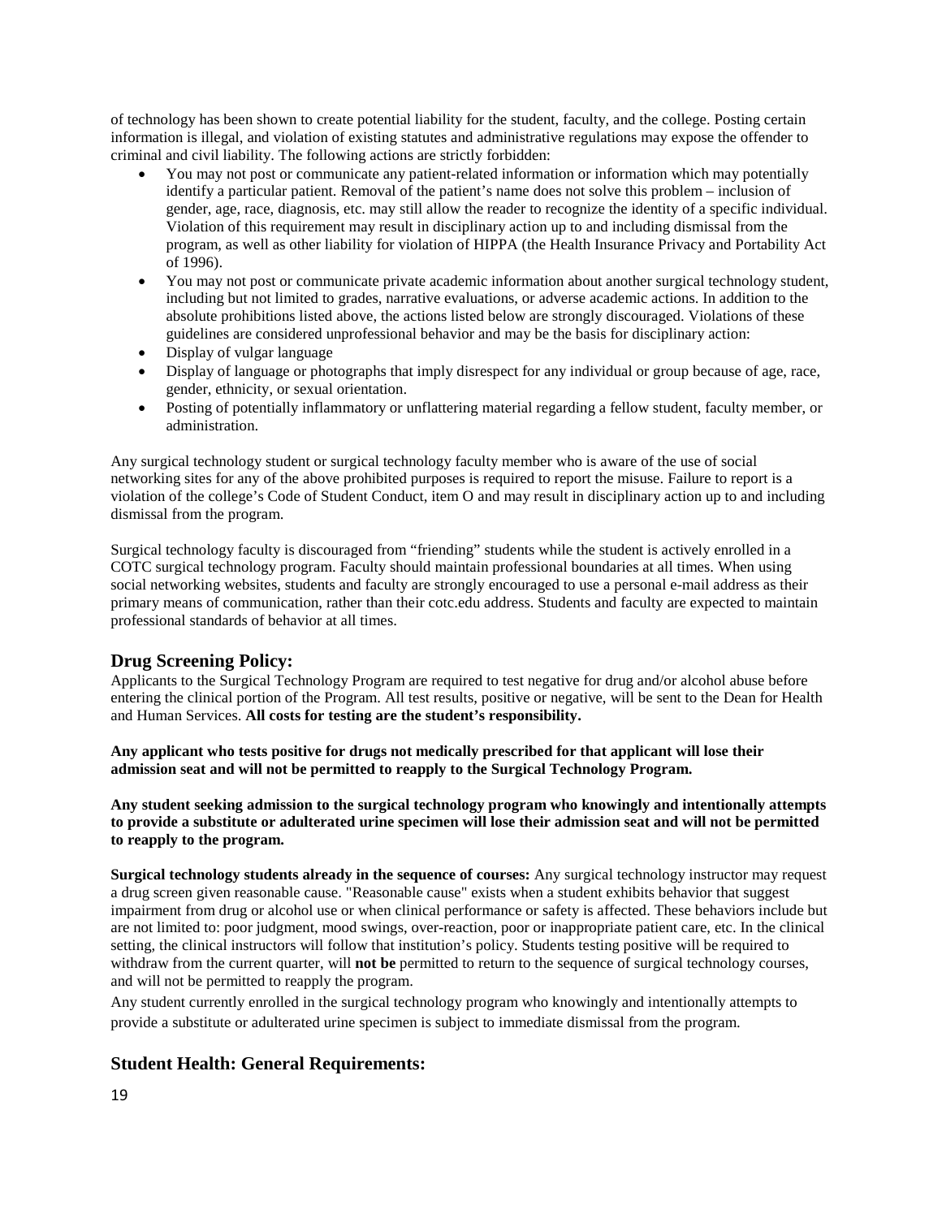of technology has been shown to create potential liability for the student, faculty, and the college. Posting certain information is illegal, and violation of existing statutes and administrative regulations may expose the offender to criminal and civil liability. The following actions are strictly forbidden:

- You may not post or communicate any patient-related information or information which may potentially identify a particular patient. Removal of the patient's name does not solve this problem – inclusion of gender, age, race, diagnosis, etc. may still allow the reader to recognize the identity of a specific individual. Violation of this requirement may result in disciplinary action up to and including dismissal from the program, as well as other liability for violation of HIPPA (the Health Insurance Privacy and Portability Act of 1996).
- You may not post or communicate private academic information about another surgical technology student, including but not limited to grades, narrative evaluations, or adverse academic actions. In addition to the absolute prohibitions listed above, the actions listed below are strongly discouraged. Violations of these guidelines are considered unprofessional behavior and may be the basis for disciplinary action:
- Display of vulgar language
- Display of language or photographs that imply disrespect for any individual or group because of age, race, gender, ethnicity, or sexual orientation.
- Posting of potentially inflammatory or unflattering material regarding a fellow student, faculty member, or administration.

Any surgical technology student or surgical technology faculty member who is aware of the use of social networking sites for any of the above prohibited purposes is required to report the misuse. Failure to report is a violation of the college's Code of Student Conduct, item O and may result in disciplinary action up to and including dismissal from the program.

Surgical technology faculty is discouraged from "friending" students while the student is actively enrolled in a COTC surgical technology program. Faculty should maintain professional boundaries at all times. When using social networking websites, students and faculty are strongly encouraged to use a personal e-mail address as their primary means of communication, rather than their cotc.edu address. Students and faculty are expected to maintain professional standards of behavior at all times.

## Drug Screening Policy:

Applicants to the Surgical Technology Program are required to test negative for drug and/or alcohol abuse before entering the clinical portion of the Program. All test results, positive or negative, will be sent to the Dean for Health and Human Services. **All costs for testing are the student's responsibility.**

**Any applicant who tests positive for drugs not medically prescribed for that applicant will lose their admission seat and will not be permitted to reapply to the Surgical Technology Program.**

**Any student seeking admission to the surgical technology program who knowingly and intentionally attempts to provide a substitute or adulterated urine specimen will lose their admission seat and will not be permitted to reapply to the program.**

**Surgical technology students already in the sequence of courses:** Any surgical technology instructor may request a drug screen given reasonable cause. "Reasonable cause" exists when a student exhibits behavior that suggest impairment from drug or alcohol use or when clinical performance or safety is affected. These behaviors include but are not limited to: poor judgment, mood swings, over-reaction, poor or inappropriate patient care, etc. In the clinical setting, the clinical instructors will follow that institution's policy. Students testing positive will be required to withdraw from the current quarter, will **not be** permitted to return to the sequence of surgical technology courses, and will not be permitted to reapply the program.

Any student currently enrolled in the surgical technology program who knowingly and intentionally attempts to provide a substitute or adulterated urine specimen is subject to immediate dismissal from the program.

## Student Health: General Requirements: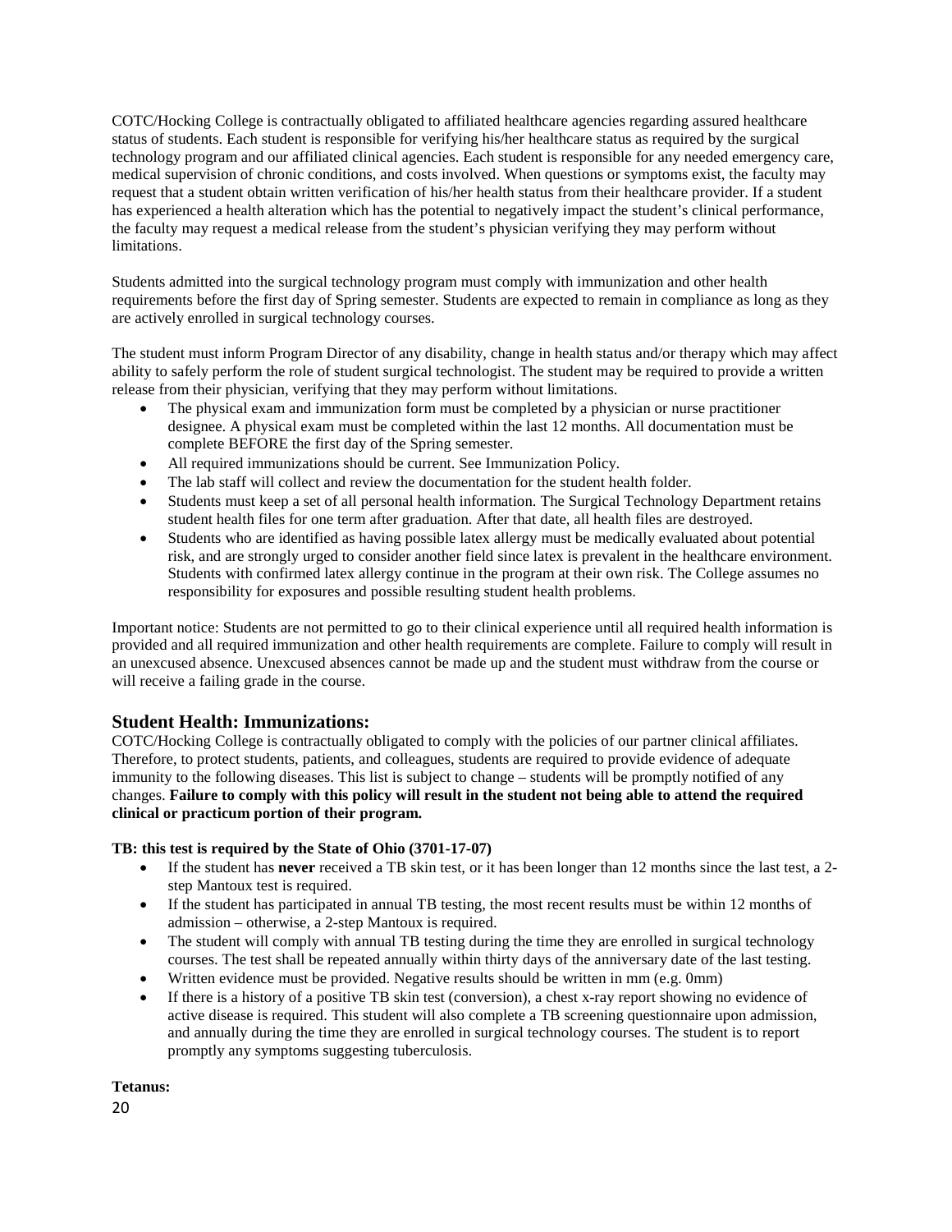COTC/Hocking College is contractually obligated to affiliated healthcare agencies regarding assured healthcare status of students. Each student is responsible for verifying his/her healthcare status as required by the surgical technology program and our affiliated clinical agencies. Each student is responsible for any needed emergency care, medical supervision of chronic conditions, and costs involved. When questions or symptoms exist, the faculty may request that a student obtain written verification of his/her health status from their healthcare provider. If a student has experienced a health alteration which has the potential to negatively impact the student's clinical performance, the faculty may request a medical release from the student's physician verifying they may perform without limitations.

Students admitted into the surgical technology program must comply with immunization and other health requirements before the first day of Spring semester. Students are expected to remain in compliance as long as they are actively enrolled in surgical technology courses.

The student must inform Program Director of any disability, change in health status and/or therapy which may affect ability to safely perform the role of student surgical technologist. The student may be required to provide a written release from their physician, verifying that they may perform without limitations.

- The physical exam and immunization form must be completed by a physician or nurse practitioner designee. A physical exam must be completed within the last 12 months. All documentation must be complete BEFORE the first day of the Spring semester.
- All required immunizations should be current. See Immunization Policy.
- The lab staff will collect and review the documentation for the student health folder.
- Students must keep a set of all personal health information. The Surgical Technology Department retains student health files for one term after graduation. After that date, all health files are destroyed.
- Students who are identified as having possible latex allergy must be medically evaluated about potential risk, and are strongly urged to consider another field since latex is prevalent in the healthcare environment. Students with confirmed latex allergy continue in the program at their own risk. The College assumes no responsibility for exposures and possible resulting student health problems.

Important notice: Students are not permitted to go to their clinical experience until all required health information is provided and all required immunization and other health requirements are complete. Failure to comply will result in an unexcused absence. Unexcused absences cannot be made up and the student must withdraw from the course or will receive a failing grade in the course.

## Student Health: Immunizations:

COTC/Hocking College is contractually obligated to comply with the policies of our partner clinical affiliates. Therefore, to protect students, patients, and colleagues, students are required to provide evidence of adequate immunity to the following diseases. This list is subject to change – students will be promptly notified of any changes. **Failure to comply with this policy will result in the student not being able to attend the required clinical or practicum portion of their program.**

**TB: this test is required by the State of Ohio (3701-17-07)**

- If the student has **never** received a TB skin test, or it has been longer than 12 months since the last test, a 2-step Mantoux test is required.
- If the student has participated in annual TB testing, the most recent results must be within 12 months of admission – otherwise, a 2-step Mantoux is required.
- The student will comply with annual TB testing during the time they are enrolled in surgical technology courses. The test shall be repeated annually within thirty days of the anniversary date of the last testing.
- Written evidence must be provided. Negative results should be written in mm (e.g. 0mm)
- If there is a history of a positive TB skin test (conversion), a chest x-ray report showing no evidence of active disease is required. This student will also complete a TB screening questionnaire upon admission, and annually during the time they are enrolled in surgical technology courses. The student is to report promptly any symptoms suggesting tuberculosis.

**Tetanus:**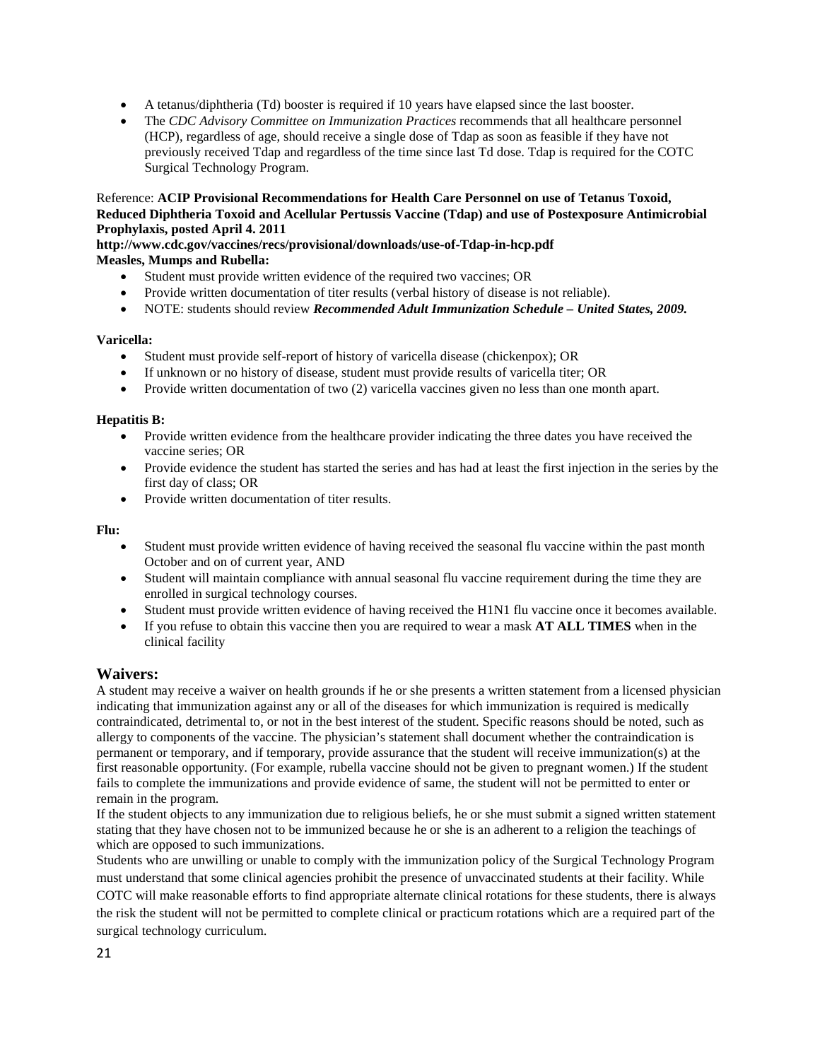- A tetanus/diphtheria (Td) booster is required if 10 years have elapsed since the last booster.
- The *CDC Advisory Committee on Immunization Practices* recommends that all healthcare personnel (HCP), regardless of age, should receive a single dose of Tdap as soon as feasible if they have not previously received Tdap and regardless of the time since last Td dose. Tdap is required for the COTC Surgical Technology Program.

Reference: **ACIP Provisional Recommendations for Health Care Personnel on use of Tetanus Toxoid, Reduced Diphtheria Toxoid and Acellular Pertussis Vaccine (Tdap) and use of Postexposure Antimicrobial Prophylaxis, posted April 4. 2011**

**http://www.cdc.gov/vaccines/recs/provisional/downloads/use-of-Tdap-in-hcp.pdf**

**Measles, Mumps and Rubella:**

- Student must provide written evidence of the required two vaccines; OR
- Provide written documentation of titer results (verbal history of disease is not reliable).
- NOTE: students should review ***Recommended Adult Immunization Schedule – United States, 2009.***

**Varicella:**

- Student must provide self-report of history of varicella disease (chickenpox); OR
- If unknown or no history of disease, student must provide results of varicella titer; OR
- Provide written documentation of two (2) varicella vaccines given no less than one month apart.

**Hepatitis B:**

- Provide written evidence from the healthcare provider indicating the three dates you have received the vaccine series; OR
- Provide evidence the student has started the series and has had at least the first injection in the series by the first day of class; OR
- Provide written documentation of titer results.

**Flu:**

- Student must provide written evidence of having received the seasonal flu vaccine within the past month October and on of current year, AND
- Student will maintain compliance with annual seasonal flu vaccine requirement during the time they are enrolled in surgical technology courses.
- Student must provide written evidence of having received the H1N1 flu vaccine once it becomes available.
- If you refuse to obtain this vaccine then you are required to wear a mask **AT ALL TIMES** when in the clinical facility

## Waivers:

A student may receive a waiver on health grounds if he or she presents a written statement from a licensed physician indicating that immunization against any or all of the diseases for which immunization is required is medically contraindicated, detrimental to, or not in the best interest of the student. Specific reasons should be noted, such as allergy to components of the vaccine. The physician's statement shall document whether the contraindication is permanent or temporary, and if temporary, provide assurance that the student will receive immunization(s) at the first reasonable opportunity. (For example, rubella vaccine should not be given to pregnant women.) If the student fails to complete the immunizations and provide evidence of same, the student will not be permitted to enter or remain in the program.

If the student objects to any immunization due to religious beliefs, he or she must submit a signed written statement stating that they have chosen not to be immunized because he or she is an adherent to a religion the teachings of which are opposed to such immunizations.

Students who are unwilling or unable to comply with the immunization policy of the Surgical Technology Program must understand that some clinical agencies prohibit the presence of unvaccinated students at their facility. While COTC will make reasonable efforts to find appropriate alternate clinical rotations for these students, there is always the risk the student will not be permitted to complete clinical or practicum rotations which are a required part of the surgical technology curriculum.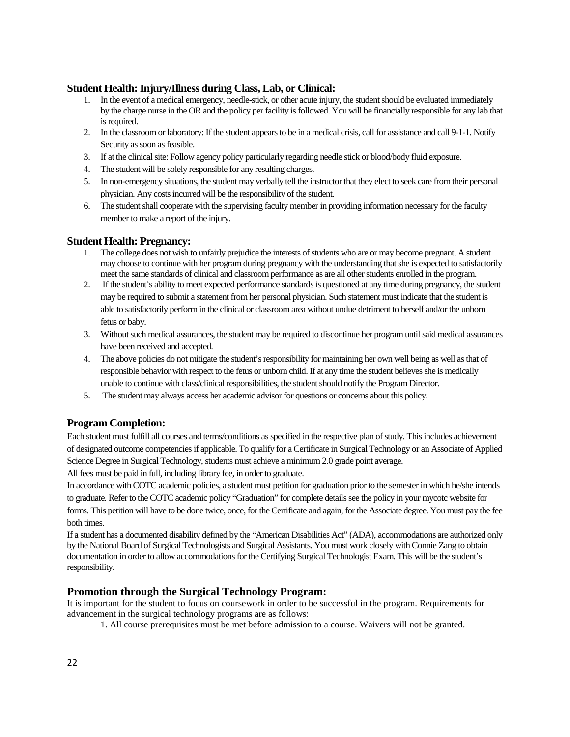## Student Health: Injury/Illness during Class, Lab, or Clinical:

1. In the event of a medical emergency, needle-stick, or other acute injury, the student should be evaluated immediately by the charge nurse in the OR and the policy per facility is followed. You will be financially responsible for any lab that is required.
2. In the classroom or laboratory: If the student appears to be in a medical crisis, call for assistance and call 9-1-1. Notify Security as soon as feasible.
3. If at the clinical site: Follow agency policy particularly regarding needle stick or blood/body fluid exposure.
4. The student will be solely responsible for any resulting charges.
5. In non-emergency situations, the student may verbally tell the instructor that they elect to seek care from their personal physician. Any costs incurred will be the responsibility of the student.
6. The student shall cooperate with the supervising faculty member in providing information necessary for the faculty member to make a report of the injury.

## Student Health: Pregnancy:

1. The college does not wish to unfairly prejudice the interests of students who are or may become pregnant. A student may choose to continue with her program during pregnancy with the understanding that she is expected to satisfactorily meet the same standards of clinical and classroom performance as are all other students enrolled in the program.
2. If the student's ability to meet expected performance standards is questioned at any time during pregnancy, the student may be required to submit a statement from her personal physician. Such statement must indicate that the student is able to satisfactorily perform in the clinical or classroom area without undue detriment to herself and/or the unborn fetus or baby.
3. Without such medical assurances, the student may be required to discontinue her program until said medical assurances have been received and accepted.
4. The above policies do not mitigate the student's responsibility for maintaining her own well being as well as that of responsible behavior with respect to the fetus or unborn child. If at any time the student believes she is medically unable to continue with class/clinical responsibilities, the student should notify the Program Director.
5. The student may always access her academic advisor for questions or concerns about this policy.

## Program Completion:

Each student must fulfill all courses and terms/conditions as specified in the respective plan of study. This includes achievement of designated outcome competencies if applicable. To qualify for a Certificate in Surgical Technology or an Associate of Applied Science Degree in Surgical Technology, students must achieve a minimum 2.0 grade point average.

All fees must be paid in full, including library fee, in order to graduate.

In accordance with COTC academic policies, a student must petition for graduation prior to the semester in which he/she intends to graduate. Refer to the COTC academic policy "Graduation" for complete details see the policy in your mycotc website for forms. This petition will have to be done twice, once, for the Certificate and again, for the Associate degree. You must pay the fee both times.

If a student has a documented disability defined by the "American Disabilities Act" (ADA), accommodations are authorized only by the National Board of Surgical Technologists and Surgical Assistants. You must work closely with Connie Zang to obtain documentation in order to allow accommodations for the Certifying Surgical Technologist Exam. This will be the student's responsibility.

## Promotion through the Surgical Technology Program:

It is important for the student to focus on coursework in order to be successful in the program. Requirements for advancement in the surgical technology programs are as follows:

1. All course prerequisites must be met before admission to a course. Waivers will not be granted.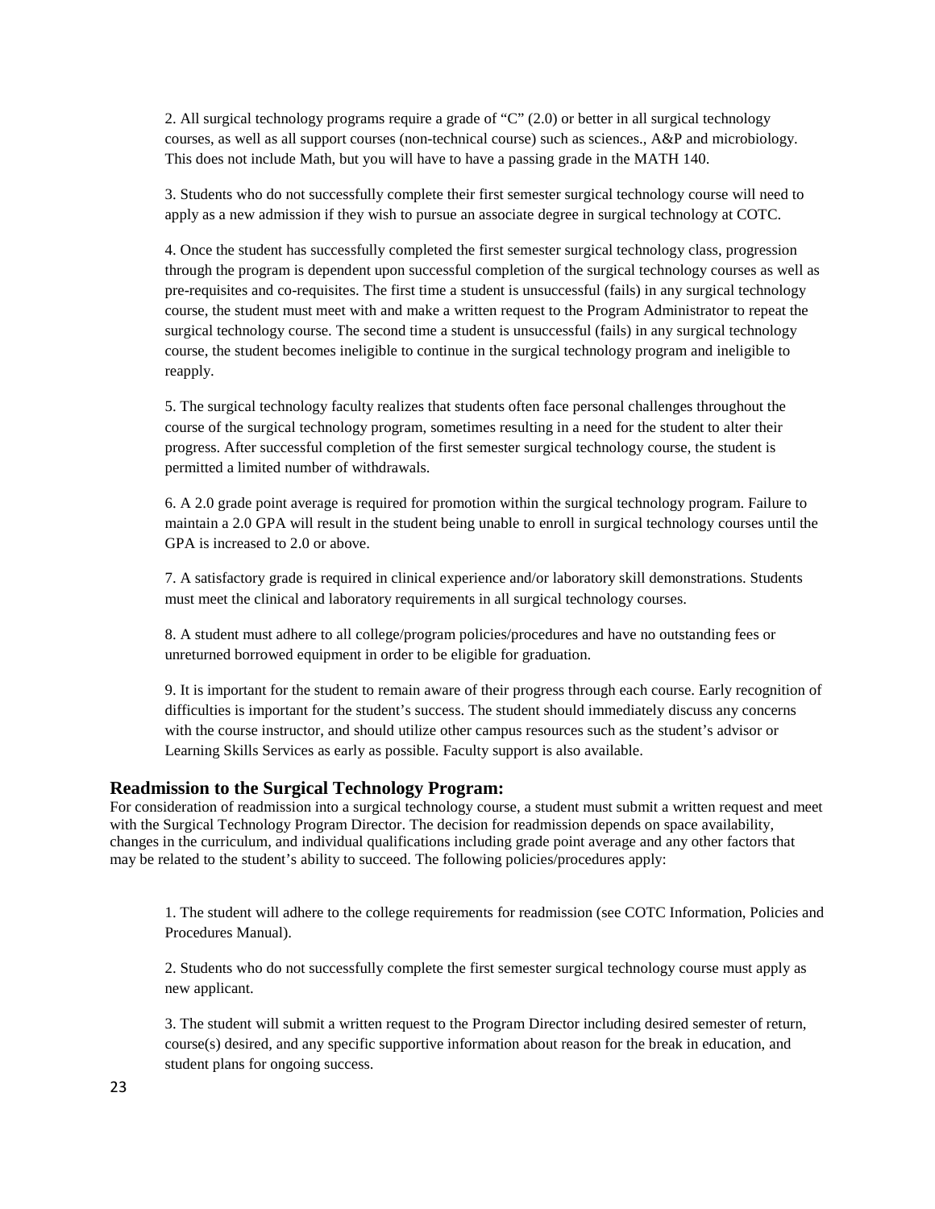2. All surgical technology programs require a grade of "C" (2.0) or better in all surgical technology courses, as well as all support courses (non-technical course) such as sciences., A&P and microbiology. This does not include Math, but you will have to have a passing grade in the MATH 140.

3. Students who do not successfully complete their first semester surgical technology course will need to apply as a new admission if they wish to pursue an associate degree in surgical technology at COTC.

4. Once the student has successfully completed the first semester surgical technology class, progression through the program is dependent upon successful completion of the surgical technology courses as well as pre-requisites and co-requisites. The first time a student is unsuccessful (fails) in any surgical technology course, the student must meet with and make a written request to the Program Administrator to repeat the surgical technology course. The second time a student is unsuccessful (fails) in any surgical technology course, the student becomes ineligible to continue in the surgical technology program and ineligible to reapply.

5. The surgical technology faculty realizes that students often face personal challenges throughout the course of the surgical technology program, sometimes resulting in a need for the student to alter their progress. After successful completion of the first semester surgical technology course, the student is permitted a limited number of withdrawals.

6. A 2.0 grade point average is required for promotion within the surgical technology program. Failure to maintain a 2.0 GPA will result in the student being unable to enroll in surgical technology courses until the GPA is increased to 2.0 or above.

7. A satisfactory grade is required in clinical experience and/or laboratory skill demonstrations. Students must meet the clinical and laboratory requirements in all surgical technology courses.

8. A student must adhere to all college/program policies/procedures and have no outstanding fees or unreturned borrowed equipment in order to be eligible for graduation.

9. It is important for the student to remain aware of their progress through each course. Early recognition of difficulties is important for the student's success. The student should immediately discuss any concerns with the course instructor, and should utilize other campus resources such as the student's advisor or Learning Skills Services as early as possible. Faculty support is also available.

### Readmission to the Surgical Technology Program:

For consideration of readmission into a surgical technology course, a student must submit a written request and meet with the Surgical Technology Program Director. The decision for readmission depends on space availability, changes in the curriculum, and individual qualifications including grade point average and any other factors that may be related to the student's ability to succeed. The following policies/procedures apply:

1. The student will adhere to the college requirements for readmission (see COTC Information, Policies and Procedures Manual).

2. Students who do not successfully complete the first semester surgical technology course must apply as new applicant.

3. The student will submit a written request to the Program Director including desired semester of return, course(s) desired, and any specific supportive information about reason for the break in education, and student plans for ongoing success.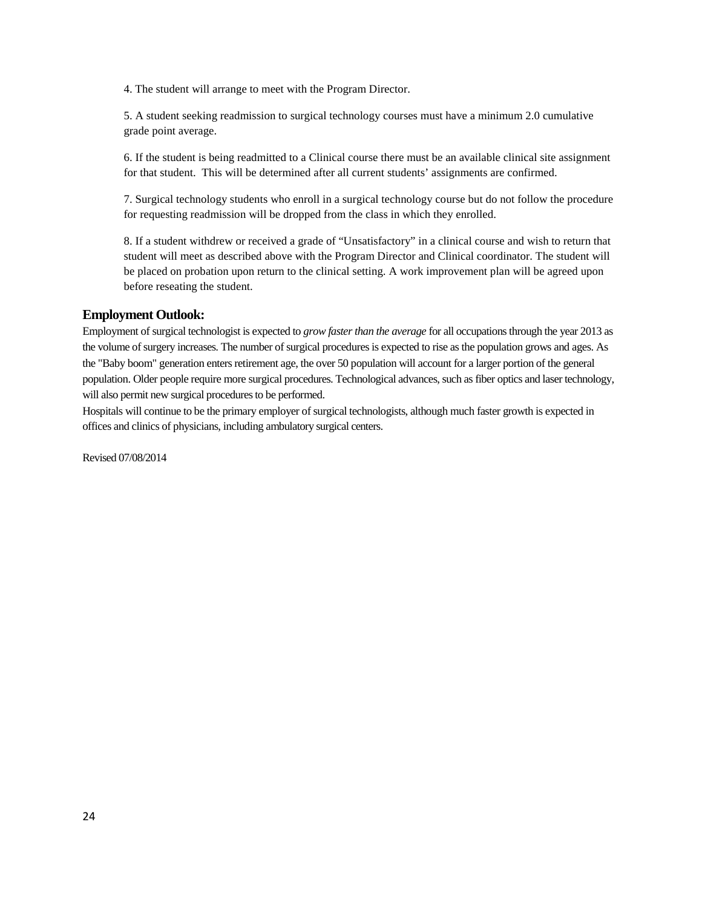4. The student will arrange to meet with the Program Director.

5. A student seeking readmission to surgical technology courses must have a minimum 2.0 cumulative grade point average.

6. If the student is being readmitted to a Clinical course there must be an available clinical site assignment for that student. This will be determined after all current students' assignments are confirmed.

7. Surgical technology students who enroll in a surgical technology course but do not follow the procedure for requesting readmission will be dropped from the class in which they enrolled.

8. If a student withdrew or received a grade of "Unsatisfactory" in a clinical course and wish to return that student will meet as described above with the Program Director and Clinical coordinator. The student will be placed on probation upon return to the clinical setting. A work improvement plan will be agreed upon before reseating the student.

## Employment Outlook:

Employment of surgical technologist is expected to *grow faster than the average* for all occupations through the year 2013 as the volume of surgery increases. The number of surgical procedures is expected to rise as the population grows and ages. As the "Baby boom" generation enters retirement age, the over 50 population will account for a larger portion of the general population. Older people require more surgical procedures. Technological advances, such as fiber optics and laser technology, will also permit new surgical procedures to be performed.

Hospitals will continue to be the primary employer of surgical technologists, although much faster growth is expected in offices and clinics of physicians, including ambulatory surgical centers.

Revised 07/08/2014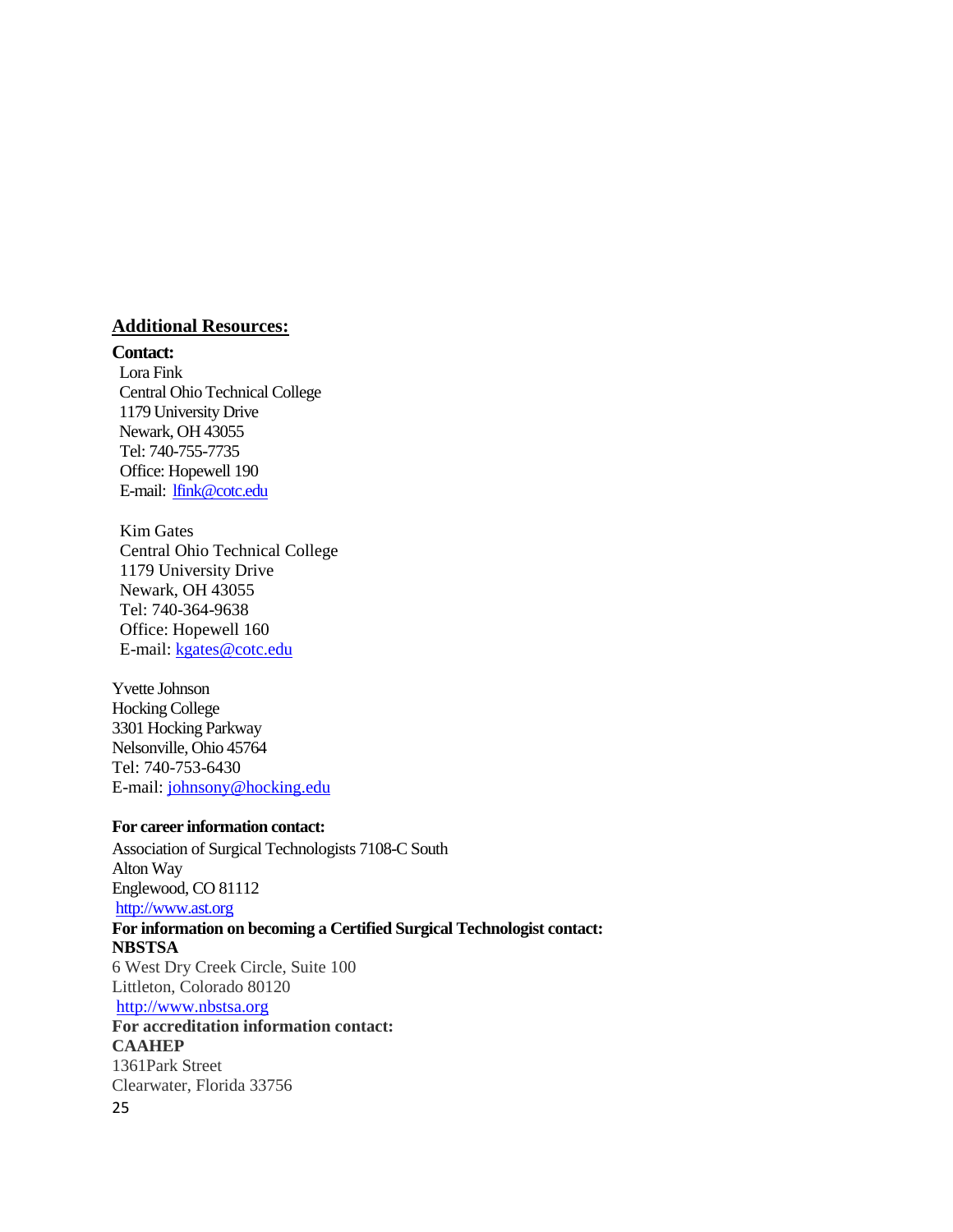## Additional Resources:

**Contact:**

Lora Fink
Central Ohio Technical College
1179 University Drive
Newark, OH 43055
Tel: 740-755-7735
Office: Hopewell 190
E-mail: lfink@cotc.edu

Kim Gates
Central Ohio Technical College
1179 University Drive
Newark, OH 43055
Tel: 740-364-9638
Office: Hopewell 160
E-mail: kgates@cotc.edu

Yvette Johnson
Hocking College
3301 Hocking Parkway
Nelsonville, Ohio 45764
Tel: 740-753-6430
E-mail: johnsony@hocking.edu

**For career information contact:**

Association of Surgical Technologists 7108-C South
Alton Way
Englewood, CO 81112
http://www.ast.org

**For information on becoming a Certified Surgical Technologist contact:**
**NBSTSA**
6 West Dry Creek Circle, Suite 100
Littleton, Colorado 80120
http://www.nbstsa.org

**For accreditation information contact:**
**CAAHEP**
1361Park Street
Clearwater, Florida 33756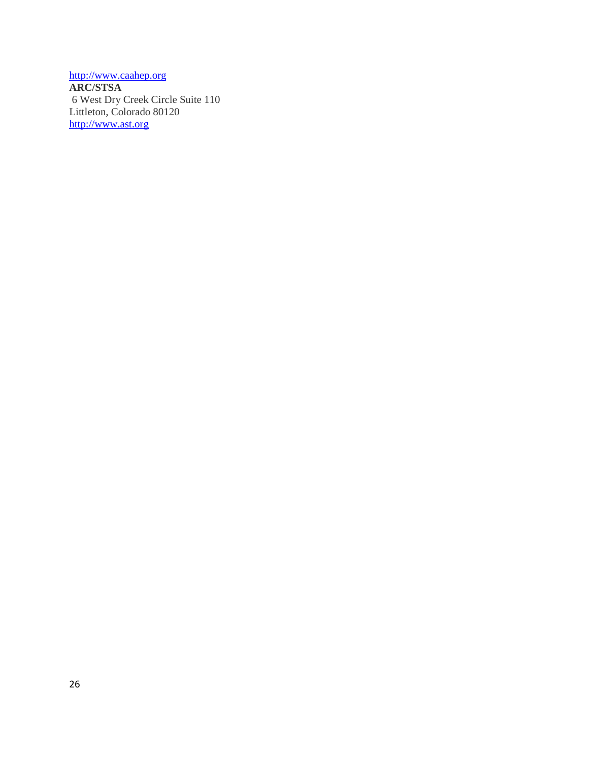http://www.caahep.org
**ARC/STSA**
6 West Dry Creek Circle Suite 110
Littleton, Colorado 80120
http://www.ast.org